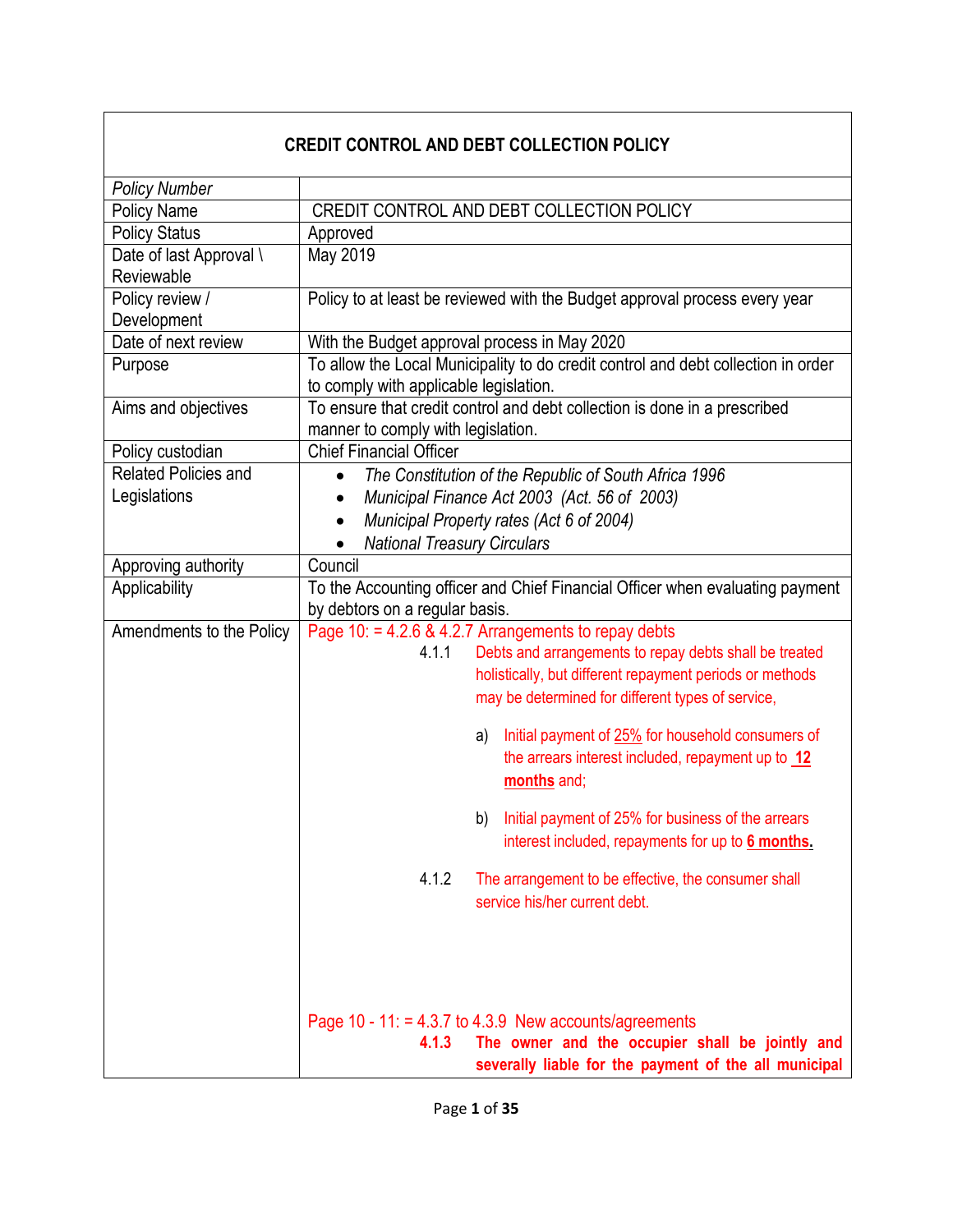| **CREDIT CONTROL AND DEBT COLLECTION POLICY** | |
|---|---|
| *Policy Number* | |
| Policy Name | CREDIT CONTROL AND DEBT COLLECTION POLICY |
| Policy Status | Approved |
| Date of last Approval \ Reviewable | May 2019 |
| Policy review / Development | Policy to at least be reviewed with the Budget approval process every year |
| Date of next review | With the Budget approval process in May 2020 |
| Purpose | To allow the Local Municipality to do credit control and debt collection in order to comply with applicable legislation. |
| Aims and objectives | To ensure that credit control and debt collection is done in a prescribed manner to comply with legislation. |
| Policy custodian | Chief Financial Officer |
| Related Policies and Legislations | • *The Constitution of the Republic of South Africa 1996*<br>• *Municipal Finance Act 2003 (Act. 56 of 2003)*<br>• *Municipal Property rates (Act 6 of 2004)*<br>• *National Treasury Circulars* |
| Approving authority | Council |
| Applicability | To the Accounting officer and Chief Financial Officer when evaluating payment by debtors on a regular basis. |
| Amendments to the Policy | Page 10: = 4.2.6 & 4.2.7 Arrangements to repay debts<br>4.1.1 Debts and arrangements to repay debts shall be treated holistically, but different repayment periods or methods may be determined for different types of service,<br>a) Initial payment of 25% for household consumers of the arrears interest included, repayment up to **12 months** and;<br>b) Initial payment of 25% for business of the arrears interest included, repayments for up to **6 months.**<br>4.1.2 The arrangement to be effective, the consumer shall service his/her current debt.<br><br>Page 10 - 11: = 4.3.7 to 4.3.9 New accounts/agreements<br>**4.1.3 The owner and the occupier shall be jointly and severally liable for the payment of the all municipal** |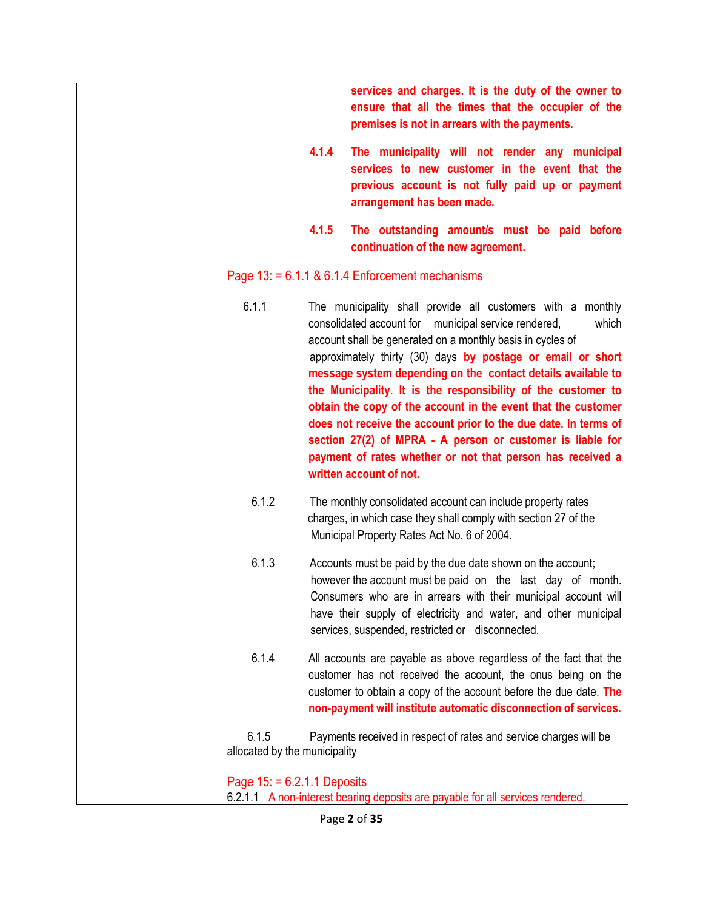| | |
|---|---|
| | **services and charges. It is the duty of the owner to ensure that all the times that the occupier of the premises is not in arrears with the payments.**<br><br>**4.1.4 The municipality will not render any municipal services to new customer in the event that the previous account is not fully paid up or payment arrangement has been made.**<br><br>**4.1.5 The outstanding amount/s must be paid before continuation of the new agreement.**<br><br>Page 13: = 6.1.1 & 6.1.4 Enforcement mechanisms<br><br>6.1.1 The municipality shall provide all customers with a monthly consolidated account for municipal service rendered, which account shall be generated on a monthly basis in cycles of approximately thirty (30) days **by postage or email or short message system depending on the contact details available to the Municipality. It is the responsibility of the customer to obtain the copy of the account in the event that the customer does not receive the account prior to the due date. In terms of section 27(2) of MPRA - A person or customer is liable for payment of rates whether or not that person has received a written account of not.**<br><br>6.1.2 The monthly consolidated account can include property rates charges, in which case they shall comply with section 27 of the Municipal Property Rates Act No. 6 of 2004.<br><br>6.1.3 Accounts must be paid by the due date shown on the account; however the account must be paid on the last day of month. Consumers who are in arrears with their municipal account will have their supply of electricity and water, and other municipal services, suspended, restricted or disconnected.<br><br>6.1.4 All accounts are payable as above regardless of the fact that the customer has not received the account, the onus being on the customer to obtain a copy of the account before the due date. **The non-payment will institute automatic disconnection of services.**<br><br>6.1.5 Payments received in respect of rates and service charges will be allocated by the municipality<br><br>Page 15: = 6.2.1.1 Deposits<br>6.2.1.1 A non-interest bearing deposits are payable for all services rendered. |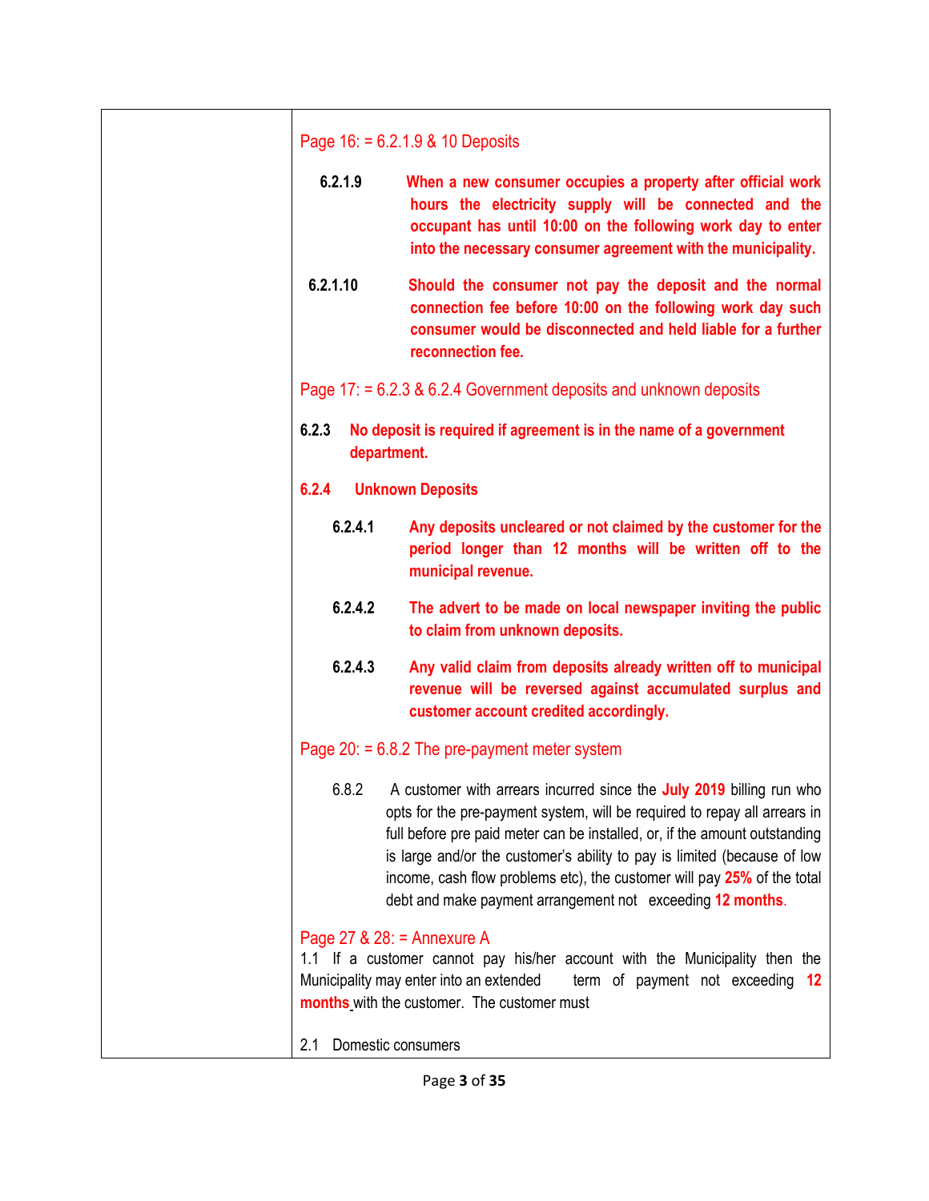| | |
|---|---|
| | Page 16: = 6.2.1.9 & 10 Deposits<br><br>**6.2.1.9** **When a new consumer occupies a property after official work hours the electricity supply will be connected and the occupant has until 10:00 on the following work day to enter into the necessary consumer agreement with the municipality.**<br><br>**6.2.1.10** **Should the consumer not pay the deposit and the normal connection fee before 10:00 on the following work day such consumer would be disconnected and held liable for a further reconnection fee.**<br><br>Page 17: = 6.2.3 & 6.2.4 Government deposits and unknown deposits<br><br>**6.2.3** **No deposit is required if agreement is in the name of a government department.**<br><br>**6.2.4 Unknown Deposits**<br><br>**6.2.4.1** **Any deposits uncleared or not claimed by the customer for the period longer than 12 months will be written off to the municipal revenue.**<br><br>**6.2.4.2** **The advert to be made on local newspaper inviting the public to claim from unknown deposits.**<br><br>**6.2.4.3** **Any valid claim from deposits already written off to municipal revenue will be reversed against accumulated surplus and customer account credited accordingly.**<br><br>Page 20: = 6.8.2 The pre-payment meter system<br><br>6.8.2 A customer with arrears incurred since the **July 2019** billing run who opts for the pre-payment system, will be required to repay all arrears in full before pre paid meter can be installed, or, if the amount outstanding is large and/or the customer's ability to pay is limited (because of low income, cash flow problems etc), the customer will pay **25%** of the total debt and make payment arrangement not exceeding **12 months**.<br><br>Page 27 & 28: = Annexure A<br>1.1 If a customer cannot pay his/her account with the Municipality then the Municipality may enter into an extended term of payment not exceeding **12 months** with the customer. The customer must<br><br>2.1 Domestic consumers |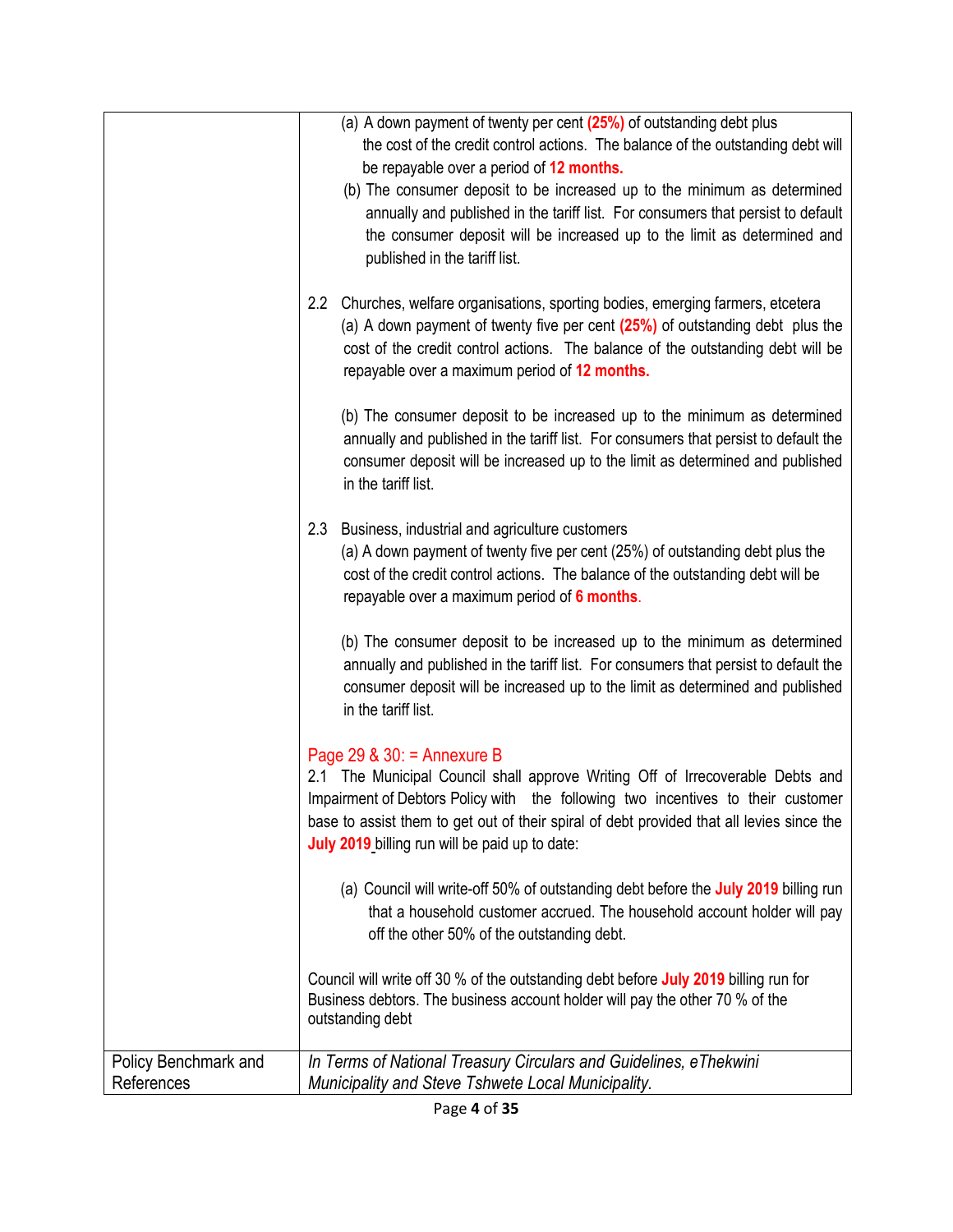| | |
|---|---|
| | (a) A down payment of twenty per cent **(25%)** of outstanding debt plus the cost of the credit control actions. The balance of the outstanding debt will be repayable over a period of **12 months.**<br>(b) The consumer deposit to be increased up to the minimum as determined annually and published in the tariff list. For consumers that persist to default the consumer deposit will be increased up to the limit as determined and published in the tariff list.<br><br>2.2 Churches, welfare organisations, sporting bodies, emerging farmers, etcetera<br>(a) A down payment of twenty five per cent **(25%)** of outstanding debt plus the cost of the credit control actions. The balance of the outstanding debt will be repayable over a maximum period of **12 months.**<br><br>(b) The consumer deposit to be increased up to the minimum as determined annually and published in the tariff list. For consumers that persist to default the consumer deposit will be increased up to the limit as determined and published in the tariff list.<br><br>2.3 Business, industrial and agriculture customers<br>(a) A down payment of twenty five per cent (25%) of outstanding debt plus the cost of the credit control actions. The balance of the outstanding debt will be repayable over a maximum period of **6 months**.<br><br>(b) The consumer deposit to be increased up to the minimum as determined annually and published in the tariff list. For consumers that persist to default the consumer deposit will be increased up to the limit as determined and published in the tariff list.<br><br>Page 29 & 30: = Annexure B<br>2.1 The Municipal Council shall approve Writing Off of Irrecoverable Debts and Impairment of Debtors Policy with the following two incentives to their customer base to assist them to get out of their spiral of debt provided that all levies since the **July 2019** billing run will be paid up to date:<br><br>(a) Council will write-off 50% of outstanding debt before the **July 2019** billing run that a household customer accrued. The household account holder will pay off the other 50% of the outstanding debt.<br><br>Council will write off 30 % of the outstanding debt before **July 2019** billing run for Business debtors. The business account holder will pay the other 70 % of the outstanding debt |
| Policy Benchmark and References | *In Terms of National Treasury Circulars and Guidelines, eThekwini Municipality and Steve Tshwete Local Municipality.* |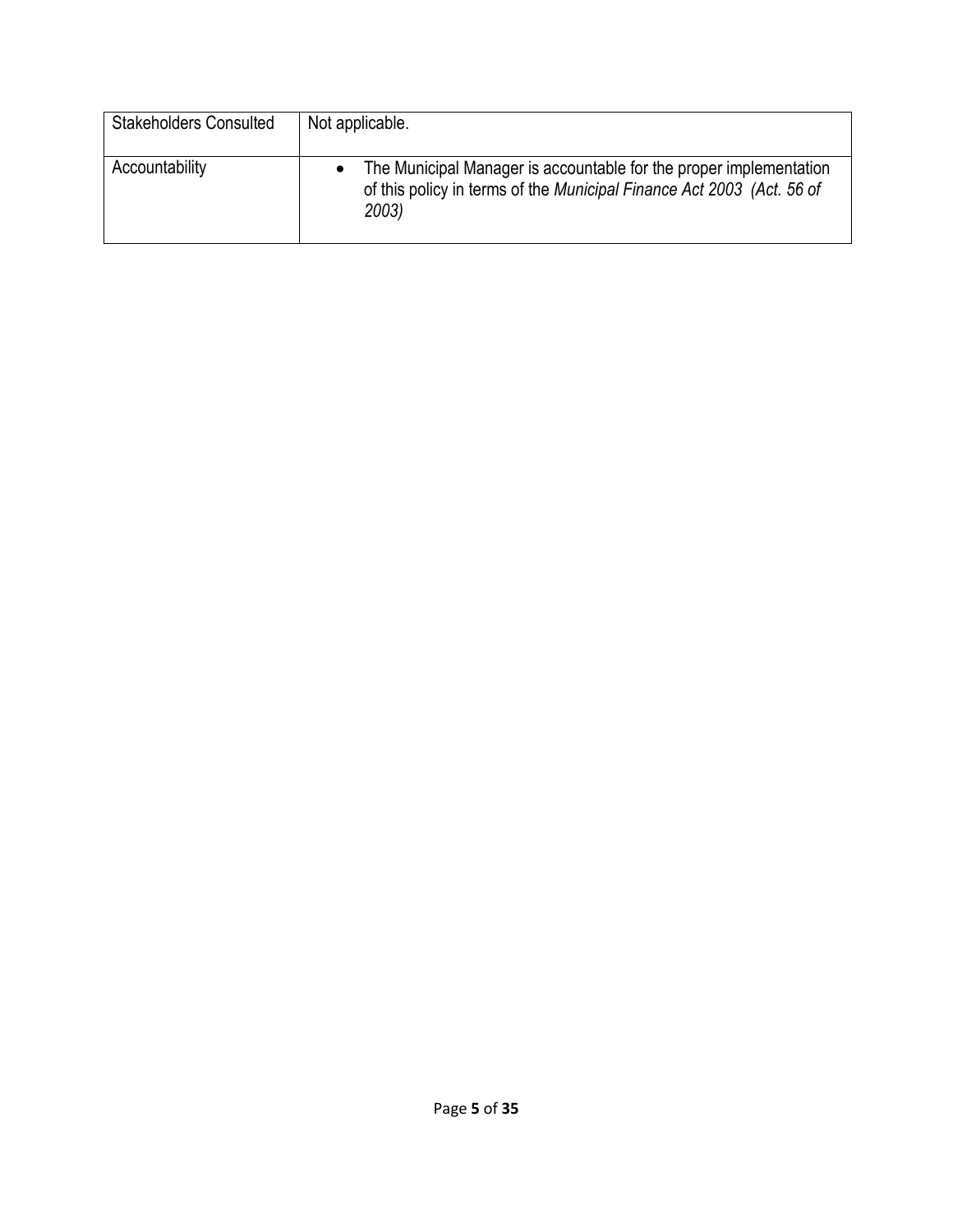| | |
|---|---|
| Stakeholders Consulted | Not applicable. |
| Accountability | • The Municipal Manager is accountable for the proper implementation of this policy in terms of the *Municipal Finance Act 2003 (Act. 56 of 2003)* |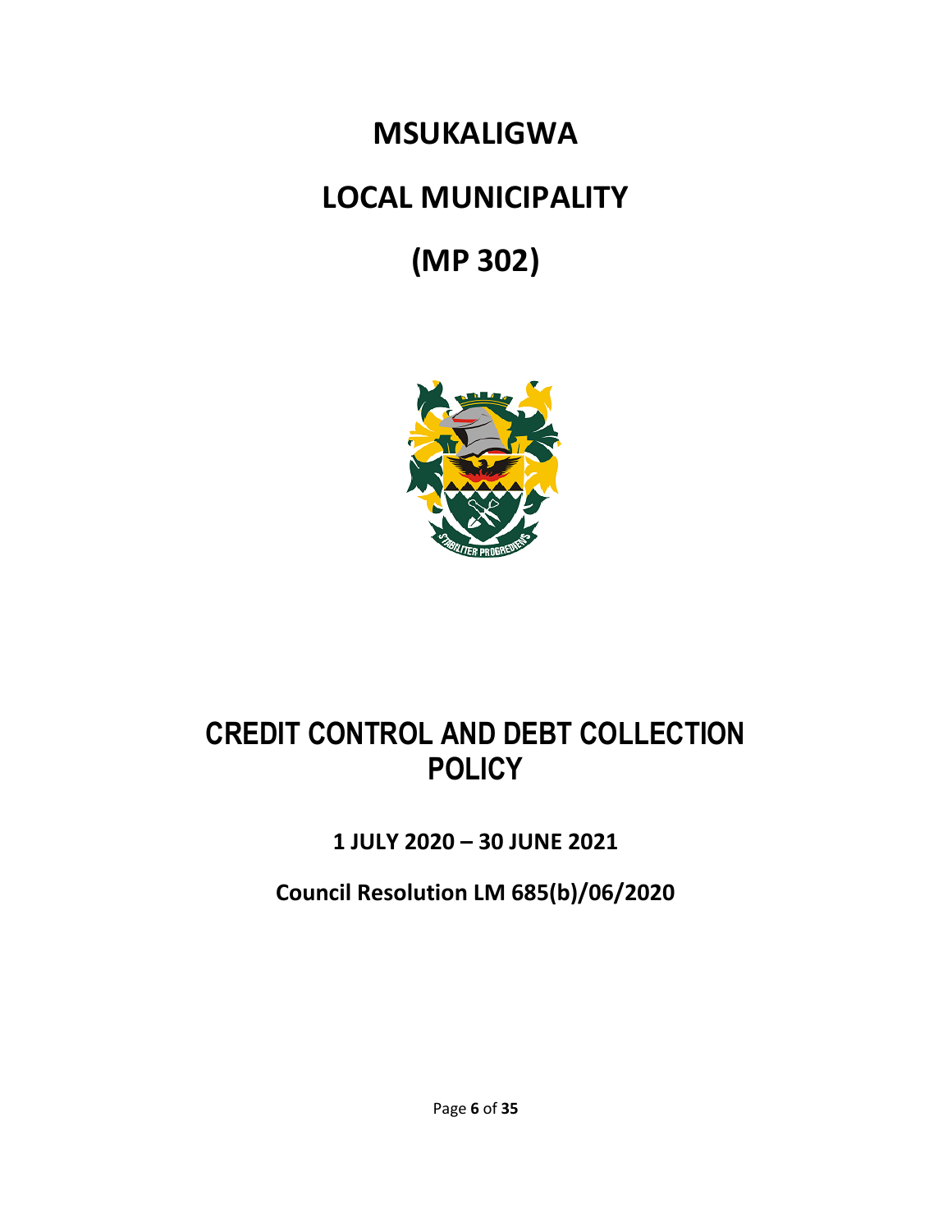# MSUKALIGWA

# LOCAL MUNICIPALITY

# (MP 302)

# CREDIT CONTROL AND DEBT COLLECTION POLICY

**1 JULY 2020 – 30 JUNE 2021**

**Council Resolution LM 685(b)/06/2020**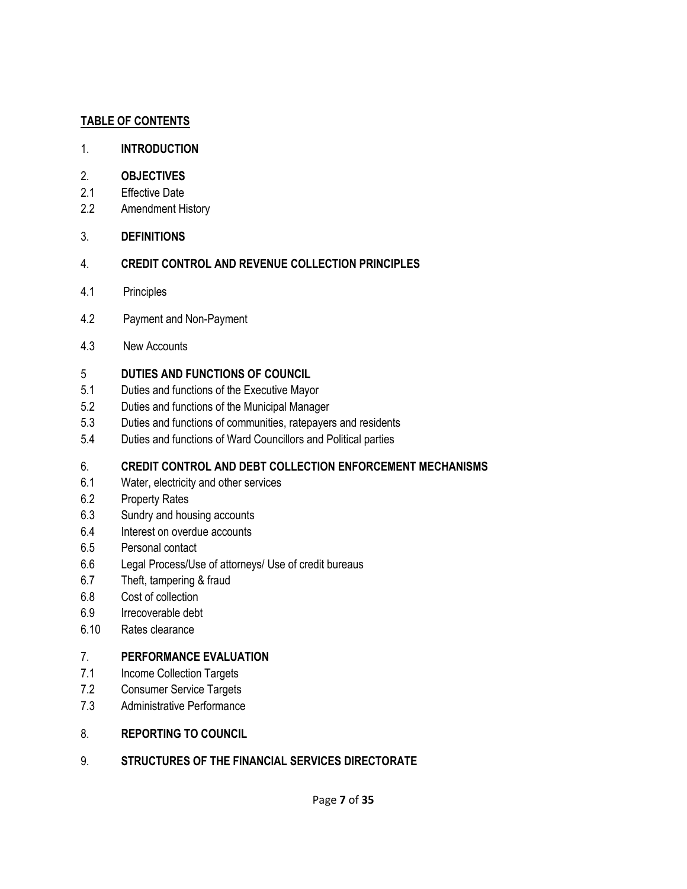**TABLE OF CONTENTS**

1. **INTRODUCTION**

2. **OBJECTIVES**
   - 2.1 Effective Date
   - 2.2 Amendment History

3. **DEFINITIONS**

4. **CREDIT CONTROL AND REVENUE COLLECTION PRINCIPLES**
   - 4.1 Principles
   - 4.2 Payment and Non-Payment
   - 4.3 New Accounts

5 **DUTIES AND FUNCTIONS OF COUNCIL**
   - 5.1 Duties and functions of the Executive Mayor
   - 5.2 Duties and functions of the Municipal Manager
   - 5.3 Duties and functions of communities, ratepayers and residents
   - 5.4 Duties and functions of Ward Councillors and Political parties

6. **CREDIT CONTROL AND DEBT COLLECTION ENFORCEMENT MECHANISMS**
   - 6.1 Water, electricity and other services
   - 6.2 Property Rates
   - 6.3 Sundry and housing accounts
   - 6.4 Interest on overdue accounts
   - 6.5 Personal contact
   - 6.6 Legal Process/Use of attorneys/ Use of credit bureaus
   - 6.7 Theft, tampering & fraud
   - 6.8 Cost of collection
   - 6.9 Irrecoverable debt
   - 6.10 Rates clearance

7. **PERFORMANCE EVALUATION**
   - 7.1 Income Collection Targets
   - 7.2 Consumer Service Targets
   - 7.3 Administrative Performance

8. **REPORTING TO COUNCIL**

9. **STRUCTURES OF THE FINANCIAL SERVICES DIRECTORATE**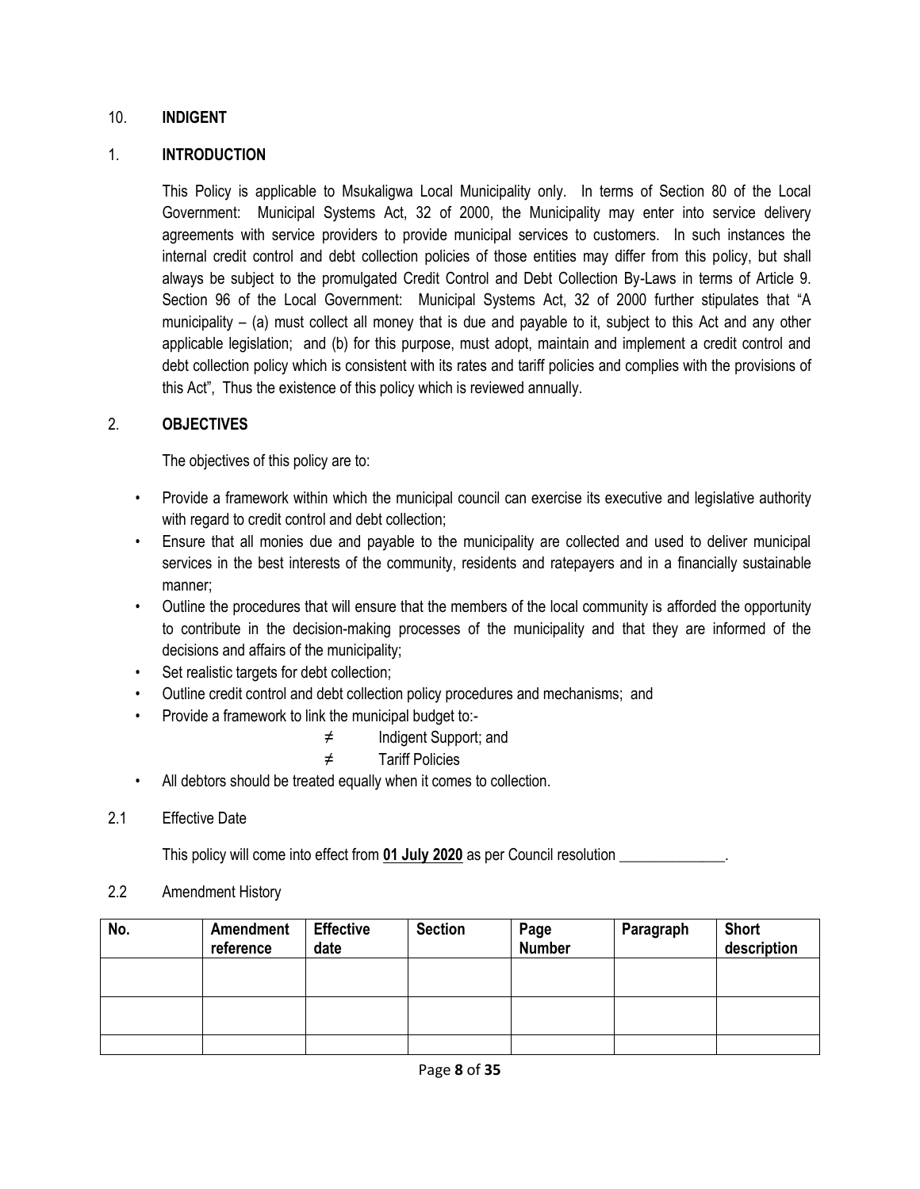10. **INDIGENT**

1. **INTRODUCTION**

This Policy is applicable to Msukaligwa Local Municipality only. In terms of Section 80 of the Local Government: Municipal Systems Act, 32 of 2000, the Municipality may enter into service delivery agreements with service providers to provide municipal services to customers. In such instances the internal credit control and debt collection policies of those entities may differ from this policy, but shall always be subject to the promulgated Credit Control and Debt Collection By-Laws in terms of Article 9. Section 96 of the Local Government: Municipal Systems Act, 32 of 2000 further stipulates that "A municipality – (a) must collect all money that is due and payable to it, subject to this Act and any other applicable legislation; and (b) for this purpose, must adopt, maintain and implement a credit control and debt collection policy which is consistent with its rates and tariff policies and complies with the provisions of this Act", Thus the existence of this policy which is reviewed annually.

2. **OBJECTIVES**

The objectives of this policy are to:

- Provide a framework within which the municipal council can exercise its executive and legislative authority with regard to credit control and debt collection;
- Ensure that all monies due and payable to the municipality are collected and used to deliver municipal services in the best interests of the community, residents and ratepayers and in a financially sustainable manner;
- Outline the procedures that will ensure that the members of the local community is afforded the opportunity to contribute in the decision-making processes of the municipality and that they are informed of the decisions and affairs of the municipality;
- Set realistic targets for debt collection;
- Outline credit control and debt collection policy procedures and mechanisms; and
- Provide a framework to link the municipal budget to:-
  - ≠ Indigent Support; and
  - ≠ Tariff Policies
- All debtors should be treated equally when it comes to collection.

2.1 Effective Date

This policy will come into effect from **01 July 2020** as per Council resolution ______________.

2.2 Amendment History

| No. | Amendment reference | Effective date | Section | Page Number | Paragraph | Short description |
|---|---|---|---|---|---|---|
| | | | | | | |
| | | | | | | |
| | | | | | | |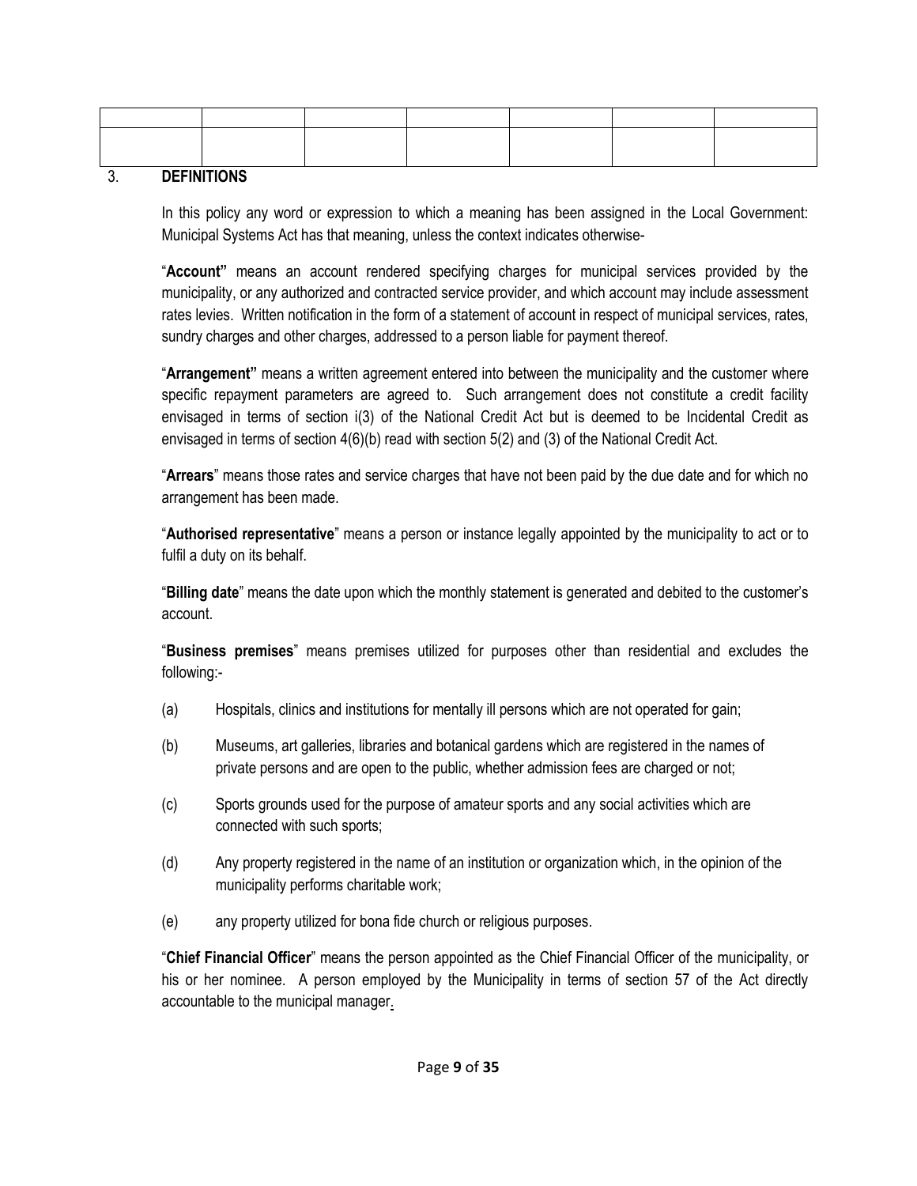| | | | | | | |
|---|---|---|---|---|---|---|
| | | | | | | |

## 3. DEFINITIONS

In this policy any word or expression to which a meaning has been assigned in the Local Government: Municipal Systems Act has that meaning, unless the context indicates otherwise-

"**Account"** means an account rendered specifying charges for municipal services provided by the municipality, or any authorized and contracted service provider, and which account may include assessment rates levies. Written notification in the form of a statement of account in respect of municipal services, rates, sundry charges and other charges, addressed to a person liable for payment thereof.

"**Arrangement"** means a written agreement entered into between the municipality and the customer where specific repayment parameters are agreed to. Such arrangement does not constitute a credit facility envisaged in terms of section i(3) of the National Credit Act but is deemed to be Incidental Credit as envisaged in terms of section 4(6)(b) read with section 5(2) and (3) of the National Credit Act.

"**Arrears**" means those rates and service charges that have not been paid by the due date and for which no arrangement has been made.

"**Authorised representative**" means a person or instance legally appointed by the municipality to act or to fulfil a duty on its behalf.

"**Billing date**" means the date upon which the monthly statement is generated and debited to the customer's account.

"**Business premises**" means premises utilized for purposes other than residential and excludes the following:-

(a) Hospitals, clinics and institutions for mentally ill persons which are not operated for gain;

(b) Museums, art galleries, libraries and botanical gardens which are registered in the names of private persons and are open to the public, whether admission fees are charged or not;

(c) Sports grounds used for the purpose of amateur sports and any social activities which are connected with such sports;

(d) Any property registered in the name of an institution or organization which, in the opinion of the municipality performs charitable work;

(e) any property utilized for bona fide church or religious purposes.

"**Chief Financial Officer**" means the person appointed as the Chief Financial Officer of the municipality, or his or her nominee. A person employed by the Municipality in terms of section 57 of the Act directly accountable to the municipal manager.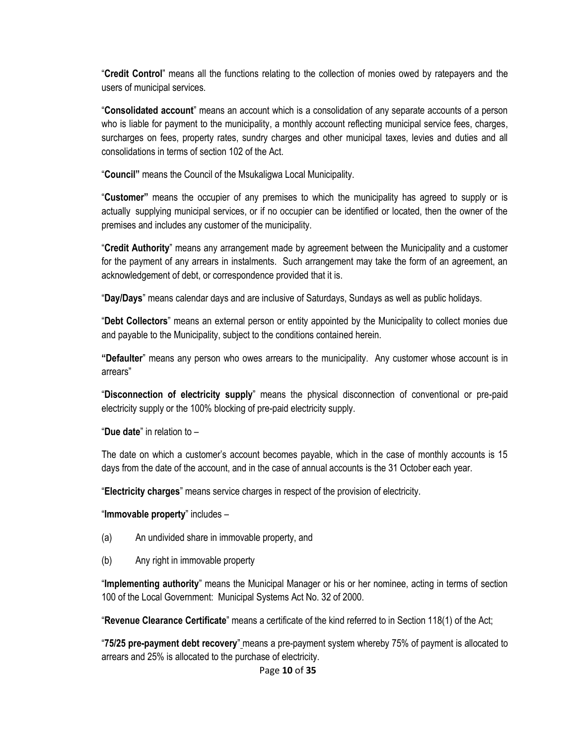"**Credit Control**" means all the functions relating to the collection of monies owed by ratepayers and the users of municipal services.

"**Consolidated account**" means an account which is a consolidation of any separate accounts of a person who is liable for payment to the municipality, a monthly account reflecting municipal service fees, charges, surcharges on fees, property rates, sundry charges and other municipal taxes, levies and duties and all consolidations in terms of section 102 of the Act.

"**Council"** means the Council of the Msukaligwa Local Municipality.

"**Customer"** means the occupier of any premises to which the municipality has agreed to supply or is actually supplying municipal services, or if no occupier can be identified or located, then the owner of the premises and includes any customer of the municipality.

"**Credit Authority**" means any arrangement made by agreement between the Municipality and a customer for the payment of any arrears in instalments. Such arrangement may take the form of an agreement, an acknowledgement of debt, or correspondence provided that it is.

"**Day/Days**" means calendar days and are inclusive of Saturdays, Sundays as well as public holidays.

"**Debt Collectors**" means an external person or entity appointed by the Municipality to collect monies due and payable to the Municipality, subject to the conditions contained herein.

**"Defaulter**" means any person who owes arrears to the municipality. Any customer whose account is in arrears"

"**Disconnection of electricity supply**" means the physical disconnection of conventional or pre-paid electricity supply or the 100% blocking of pre-paid electricity supply.

"**Due date**" in relation to –

The date on which a customer's account becomes payable, which in the case of monthly accounts is 15 days from the date of the account, and in the case of annual accounts is the 31 October each year.

"**Electricity charges**" means service charges in respect of the provision of electricity.

"**Immovable property**" includes –

(a) An undivided share in immovable property, and

(b) Any right in immovable property

"**Implementing authority**" means the Municipal Manager or his or her nominee, acting in terms of section 100 of the Local Government: Municipal Systems Act No. 32 of 2000.

"**Revenue Clearance Certificate**" means a certificate of the kind referred to in Section 118(1) of the Act;

"**75/25 pre-payment debt recovery**" means a pre-payment system whereby 75% of payment is allocated to arrears and 25% is allocated to the purchase of electricity.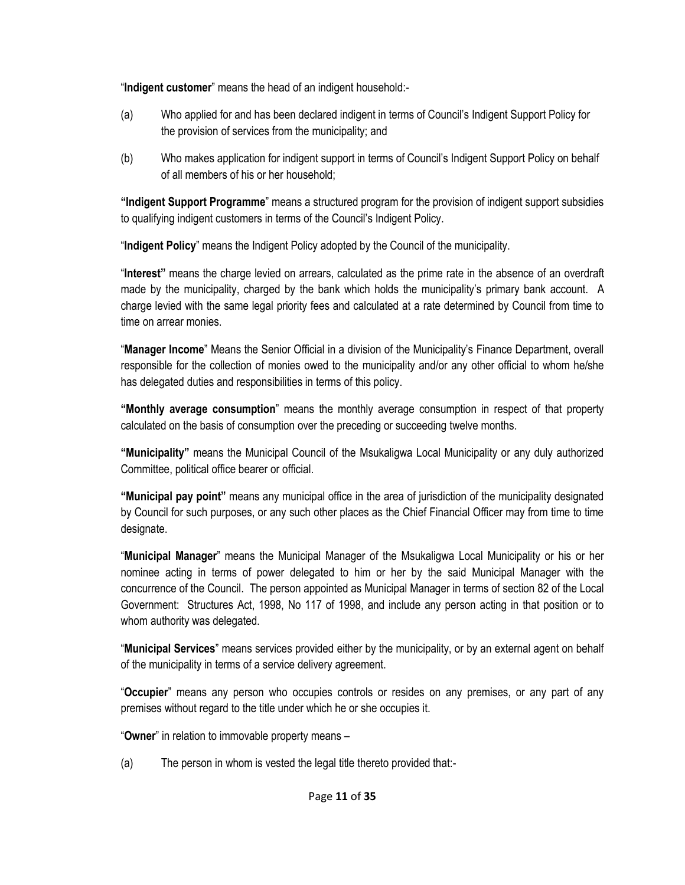"**Indigent customer**" means the head of an indigent household:-

(a) Who applied for and has been declared indigent in terms of Council's Indigent Support Policy for the provision of services from the municipality; and

(b) Who makes application for indigent support in terms of Council's Indigent Support Policy on behalf of all members of his or her household;

**"Indigent Support Programme**" means a structured program for the provision of indigent support subsidies to qualifying indigent customers in terms of the Council's Indigent Policy.

"**Indigent Policy**" means the Indigent Policy adopted by the Council of the municipality.

"**Interest"** means the charge levied on arrears, calculated as the prime rate in the absence of an overdraft made by the municipality, charged by the bank which holds the municipality's primary bank account. A charge levied with the same legal priority fees and calculated at a rate determined by Council from time to time on arrear monies.

"**Manager Income**" Means the Senior Official in a division of the Municipality's Finance Department, overall responsible for the collection of monies owed to the municipality and/or any other official to whom he/she has delegated duties and responsibilities in terms of this policy.

**"Monthly average consumption**" means the monthly average consumption in respect of that property calculated on the basis of consumption over the preceding or succeeding twelve months.

**"Municipality"** means the Municipal Council of the Msukaligwa Local Municipality or any duly authorized Committee, political office bearer or official.

**"Municipal pay point"** means any municipal office in the area of jurisdiction of the municipality designated by Council for such purposes, or any such other places as the Chief Financial Officer may from time to time designate.

"**Municipal Manager**" means the Municipal Manager of the Msukaligwa Local Municipality or his or her nominee acting in terms of power delegated to him or her by the said Municipal Manager with the concurrence of the Council. The person appointed as Municipal Manager in terms of section 82 of the Local Government: Structures Act, 1998, No 117 of 1998, and include any person acting in that position or to whom authority was delegated.

"**Municipal Services**" means services provided either by the municipality, or by an external agent on behalf of the municipality in terms of a service delivery agreement.

"**Occupier**" means any person who occupies controls or resides on any premises, or any part of any premises without regard to the title under which he or she occupies it.

"**Owner**" in relation to immovable property means –

(a) The person in whom is vested the legal title thereto provided that:-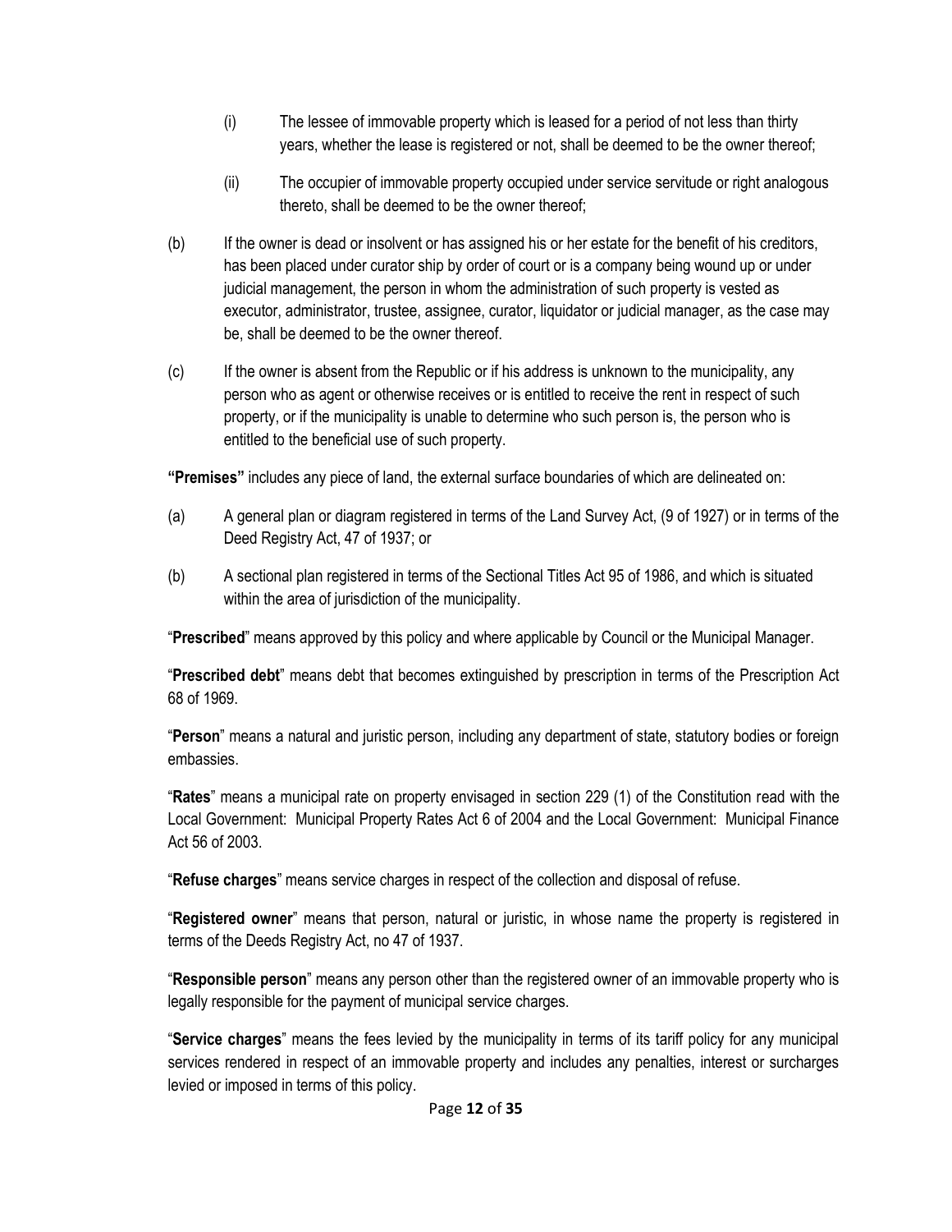(i) The lessee of immovable property which is leased for a period of not less than thirty years, whether the lease is registered or not, shall be deemed to be the owner thereof;

(ii) The occupier of immovable property occupied under service servitude or right analogous thereto, shall be deemed to be the owner thereof;

(b) If the owner is dead or insolvent or has assigned his or her estate for the benefit of his creditors, has been placed under curator ship by order of court or is a company being wound up or under judicial management, the person in whom the administration of such property is vested as executor, administrator, trustee, assignee, curator, liquidator or judicial manager, as the case may be, shall be deemed to be the owner thereof.

(c) If the owner is absent from the Republic or if his address is unknown to the municipality, any person who as agent or otherwise receives or is entitled to receive the rent in respect of such property, or if the municipality is unable to determine who such person is, the person who is entitled to the beneficial use of such property.

**"Premises"** includes any piece of land, the external surface boundaries of which are delineated on:

(a) A general plan or diagram registered in terms of the Land Survey Act, (9 of 1927) or in terms of the Deed Registry Act, 47 of 1937; or

(b) A sectional plan registered in terms of the Sectional Titles Act 95 of 1986, and which is situated within the area of jurisdiction of the municipality.

"**Prescribed**" means approved by this policy and where applicable by Council or the Municipal Manager.

"**Prescribed debt**" means debt that becomes extinguished by prescription in terms of the Prescription Act 68 of 1969.

"**Person**" means a natural and juristic person, including any department of state, statutory bodies or foreign embassies.

"**Rates**" means a municipal rate on property envisaged in section 229 (1) of the Constitution read with the Local Government: Municipal Property Rates Act 6 of 2004 and the Local Government: Municipal Finance Act 56 of 2003.

"**Refuse charges**" means service charges in respect of the collection and disposal of refuse.

"**Registered owner**" means that person, natural or juristic, in whose name the property is registered in terms of the Deeds Registry Act, no 47 of 1937.

"**Responsible person**" means any person other than the registered owner of an immovable property who is legally responsible for the payment of municipal service charges.

"**Service charges**" means the fees levied by the municipality in terms of its tariff policy for any municipal services rendered in respect of an immovable property and includes any penalties, interest or surcharges levied or imposed in terms of this policy.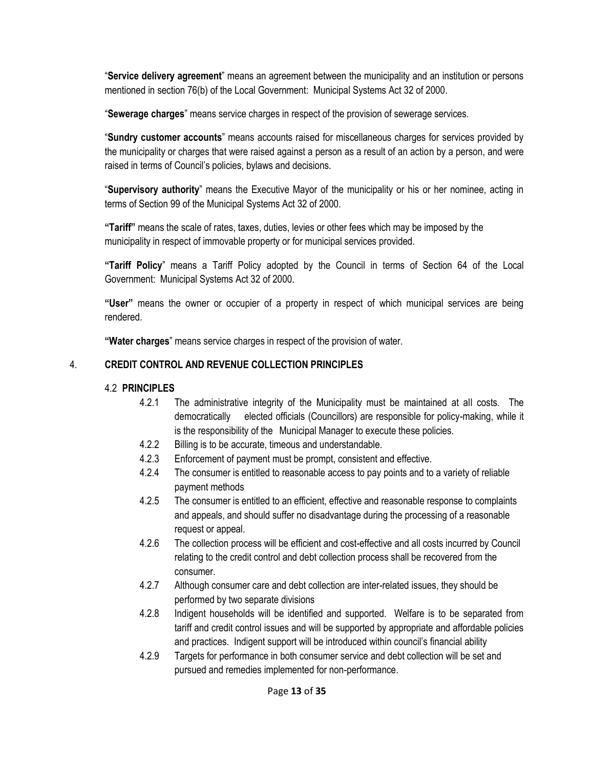"**Service delivery agreement**" means an agreement between the municipality and an institution or persons mentioned in section 76(b) of the Local Government: Municipal Systems Act 32 of 2000.

"**Sewerage charges**" means service charges in respect of the provision of sewerage services.

"**Sundry customer accounts**" means accounts raised for miscellaneous charges for services provided by the municipality or charges that were raised against a person as a result of an action by a person, and were raised in terms of Council's policies, bylaws and decisions.

"**Supervisory authority**" means the Executive Mayor of the municipality or his or her nominee, acting in terms of Section 99 of the Municipal Systems Act 32 of 2000.

**"Tariff"** means the scale of rates, taxes, duties, levies or other fees which may be imposed by the municipality in respect of immovable property or for municipal services provided.

**"Tariff Policy**" means a Tariff Policy adopted by the Council in terms of Section 64 of the Local Government: Municipal Systems Act 32 of 2000.

**"User"** means the owner or occupier of a property in respect of which municipal services are being rendered.

**"Water charges**" means service charges in respect of the provision of water.

## 4. CREDIT CONTROL AND REVENUE COLLECTION PRINCIPLES

### 4.2 PRINCIPLES

4.2.1 The administrative integrity of the Municipality must be maintained at all costs. The democratically elected officials (Councillors) are responsible for policy-making, while it is the responsibility of the Municipal Manager to execute these policies.

4.2.2 Billing is to be accurate, timeous and understandable.

4.2.3 Enforcement of payment must be prompt, consistent and effective.

4.2.4 The consumer is entitled to reasonable access to pay points and to a variety of reliable payment methods

4.2.5 The consumer is entitled to an efficient, effective and reasonable response to complaints and appeals, and should suffer no disadvantage during the processing of a reasonable request or appeal.

4.2.6 The collection process will be efficient and cost-effective and all costs incurred by Council relating to the credit control and debt collection process shall be recovered from the consumer.

4.2.7 Although consumer care and debt collection are inter-related issues, they should be performed by two separate divisions

4.2.8 Indigent households will be identified and supported. Welfare is to be separated from tariff and credit control issues and will be supported by appropriate and affordable policies and practices. Indigent support will be introduced within council's financial ability

4.2.9 Targets for performance in both consumer service and debt collection will be set and pursued and remedies implemented for non-performance.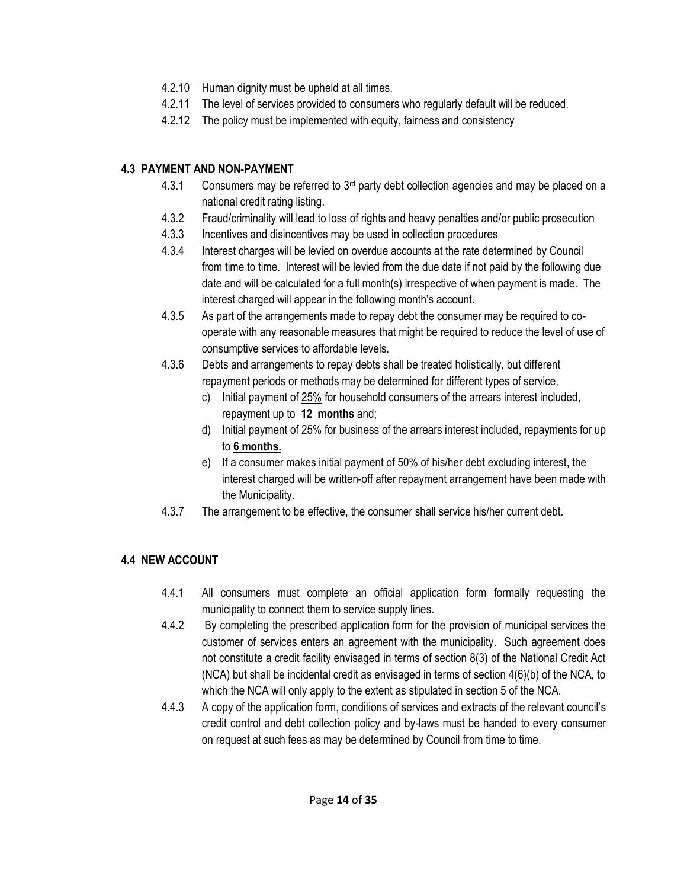4.2.10 Human dignity must be upheld at all times.

4.2.11 The level of services provided to consumers who regularly default will be reduced.

4.2.12 The policy must be implemented with equity, fairness and consistency

## 4.3 PAYMENT AND NON-PAYMENT

4.3.1 Consumers may be referred to 3rd party debt collection agencies and may be placed on a national credit rating listing.

4.3.2 Fraud/criminality will lead to loss of rights and heavy penalties and/or public prosecution

4.3.3 Incentives and disincentives may be used in collection procedures

4.3.4 Interest charges will be levied on overdue accounts at the rate determined by Council from time to time. Interest will be levied from the due date if not paid by the following due date and will be calculated for a full month(s) irrespective of when payment is made. The interest charged will appear in the following month's account.

4.3.5 As part of the arrangements made to repay debt the consumer may be required to co-operate with any reasonable measures that might be required to reduce the level of use of consumptive services to affordable levels.

4.3.6 Debts and arrangements to repay debts shall be treated holistically, but different repayment periods or methods may be determined for different types of service,

c) Initial payment of <u>25%</u> for household consumers of the arrears interest included, repayment up to **<u>12 months</u>** and;

d) Initial payment of 25% for business of the arrears interest included, repayments for up to **<u>6 months.</u>**

e) If a consumer makes initial payment of 50% of his/her debt excluding interest, the interest charged will be written-off after repayment arrangement have been made with the Municipality.

4.3.7 The arrangement to be effective, the consumer shall service his/her current debt.

## 4.4 NEW ACCOUNT

4.4.1 All consumers must complete an official application form formally requesting the municipality to connect them to service supply lines.

4.4.2 By completing the prescribed application form for the provision of municipal services the customer of services enters an agreement with the municipality. Such agreement does not constitute a credit facility envisaged in terms of section 8(3) of the National Credit Act (NCA) but shall be incidental credit as envisaged in terms of section 4(6)(b) of the NCA, to which the NCA will only apply to the extent as stipulated in section 5 of the NCA.

4.4.3 A copy of the application form, conditions of services and extracts of the relevant council's credit control and debt collection policy and by-laws must be handed to every consumer on request at such fees as may be determined by Council from time to time.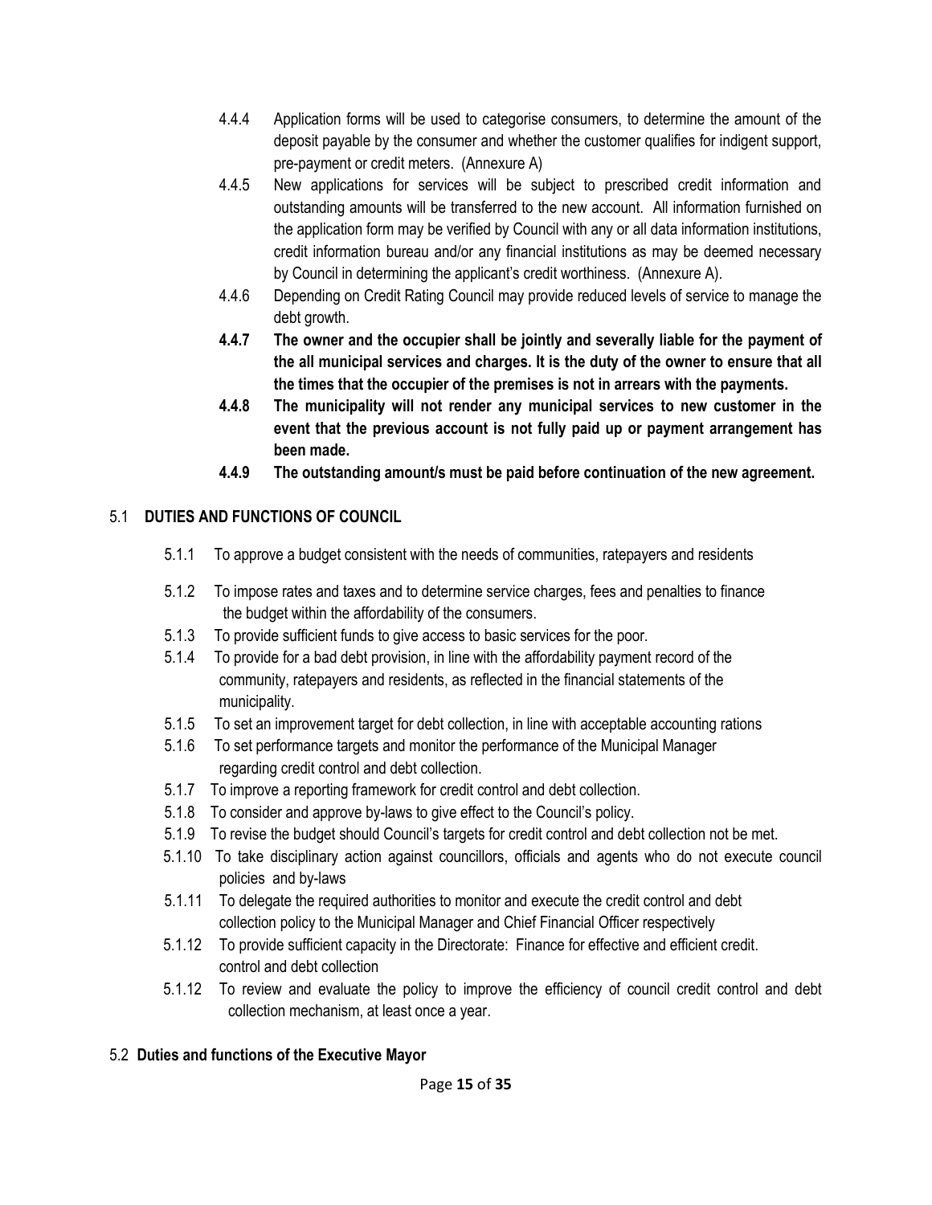4.4.4 Application forms will be used to categorise consumers, to determine the amount of the deposit payable by the consumer and whether the customer qualifies for indigent support, pre-payment or credit meters. (Annexure A)

4.4.5 New applications for services will be subject to prescribed credit information and outstanding amounts will be transferred to the new account. All information furnished on the application form may be verified by Council with any or all data information institutions, credit information bureau and/or any financial institutions as may be deemed necessary by Council in determining the applicant's credit worthiness. (Annexure A).

4.4.6 Depending on Credit Rating Council may provide reduced levels of service to manage the debt growth.

**4.4.7 The owner and the occupier shall be jointly and severally liable for the payment of the all municipal services and charges. It is the duty of the owner to ensure that all the times that the occupier of the premises is not in arrears with the payments.**

**4.4.8 The municipality will not render any municipal services to new customer in the event that the previous account is not fully paid up or payment arrangement has been made.**

**4.4.9 The outstanding amount/s must be paid before continuation of the new agreement.**

## 5.1 DUTIES AND FUNCTIONS OF COUNCIL

5.1.1 To approve a budget consistent with the needs of communities, ratepayers and residents

5.1.2 To impose rates and taxes and to determine service charges, fees and penalties to finance the budget within the affordability of the consumers.

5.1.3 To provide sufficient funds to give access to basic services for the poor.

5.1.4 To provide for a bad debt provision, in line with the affordability payment record of the community, ratepayers and residents, as reflected in the financial statements of the municipality.

5.1.5 To set an improvement target for debt collection, in line with acceptable accounting rations

5.1.6 To set performance targets and monitor the performance of the Municipal Manager regarding credit control and debt collection.

5.1.7 To improve a reporting framework for credit control and debt collection.

5.1.8 To consider and approve by-laws to give effect to the Council's policy.

5.1.9 To revise the budget should Council's targets for credit control and debt collection not be met.

5.1.10 To take disciplinary action against councillors, officials and agents who do not execute council policies and by-laws

5.1.11 To delegate the required authorities to monitor and execute the credit control and debt collection policy to the Municipal Manager and Chief Financial Officer respectively

5.1.12 To provide sufficient capacity in the Directorate: Finance for effective and efficient credit. control and debt collection

5.1.12 To review and evaluate the policy to improve the efficiency of council credit control and debt collection mechanism, at least once a year.

## 5.2 Duties and functions of the Executive Mayor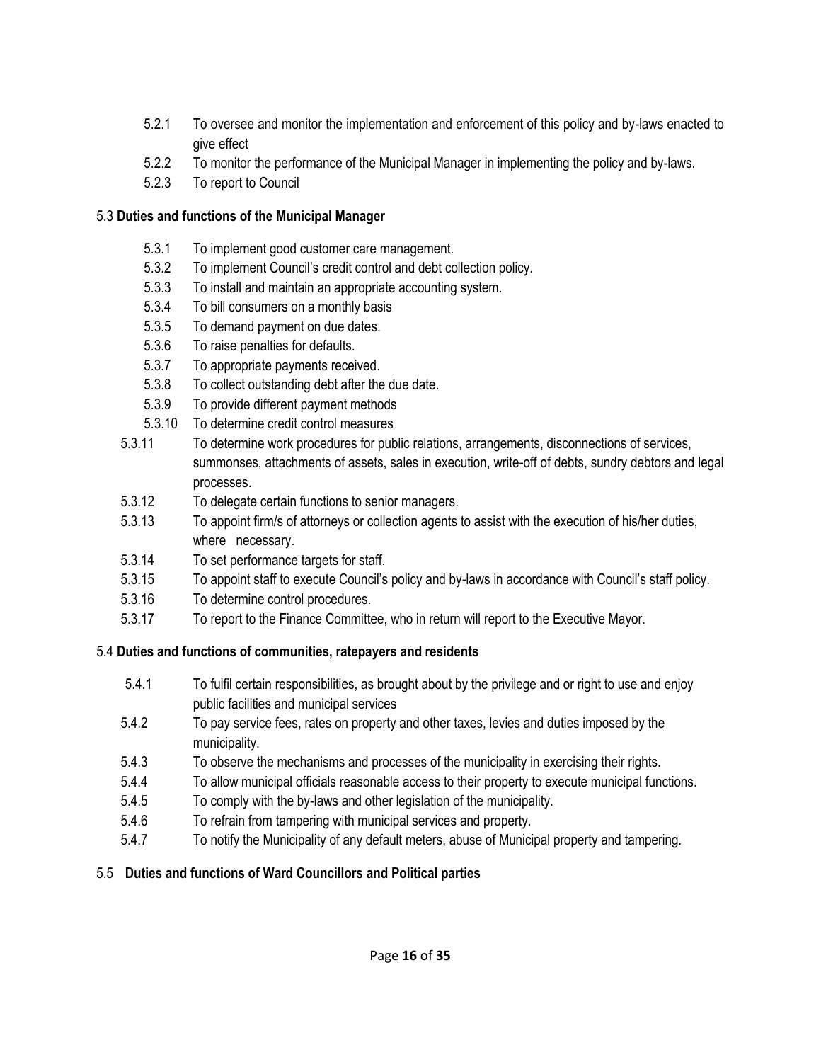5.2.1 To oversee and monitor the implementation and enforcement of this policy and by-laws enacted to give effect

5.2.2 To monitor the performance of the Municipal Manager in implementing the policy and by-laws.

5.2.3 To report to Council

5.3 **Duties and functions of the Municipal Manager**

5.3.1 To implement good customer care management.

5.3.2 To implement Council's credit control and debt collection policy.

5.3.3 To install and maintain an appropriate accounting system.

5.3.4 To bill consumers on a monthly basis

5.3.5 To demand payment on due dates.

5.3.6 To raise penalties for defaults.

5.3.7 To appropriate payments received.

5.3.8 To collect outstanding debt after the due date.

5.3.9 To provide different payment methods

5.3.10 To determine credit control measures

5.3.11 To determine work procedures for public relations, arrangements, disconnections of services, summonses, attachments of assets, sales in execution, write-off of debts, sundry debtors and legal processes.

5.3.12 To delegate certain functions to senior managers.

5.3.13 To appoint firm/s of attorneys or collection agents to assist with the execution of his/her duties, where necessary.

5.3.14 To set performance targets for staff.

5.3.15 To appoint staff to execute Council's policy and by-laws in accordance with Council's staff policy.

5.3.16 To determine control procedures.

5.3.17 To report to the Finance Committee, who in return will report to the Executive Mayor.

5.4 **Duties and functions of communities, ratepayers and residents**

5.4.1 To fulfil certain responsibilities, as brought about by the privilege and or right to use and enjoy public facilities and municipal services

5.4.2 To pay service fees, rates on property and other taxes, levies and duties imposed by the municipality.

5.4.3 To observe the mechanisms and processes of the municipality in exercising their rights.

5.4.4 To allow municipal officials reasonable access to their property to execute municipal functions.

5.4.5 To comply with the by-laws and other legislation of the municipality.

5.4.6 To refrain from tampering with municipal services and property.

5.4.7 To notify the Municipality of any default meters, abuse of Municipal property and tampering.

5.5 **Duties and functions of Ward Councillors and Political parties**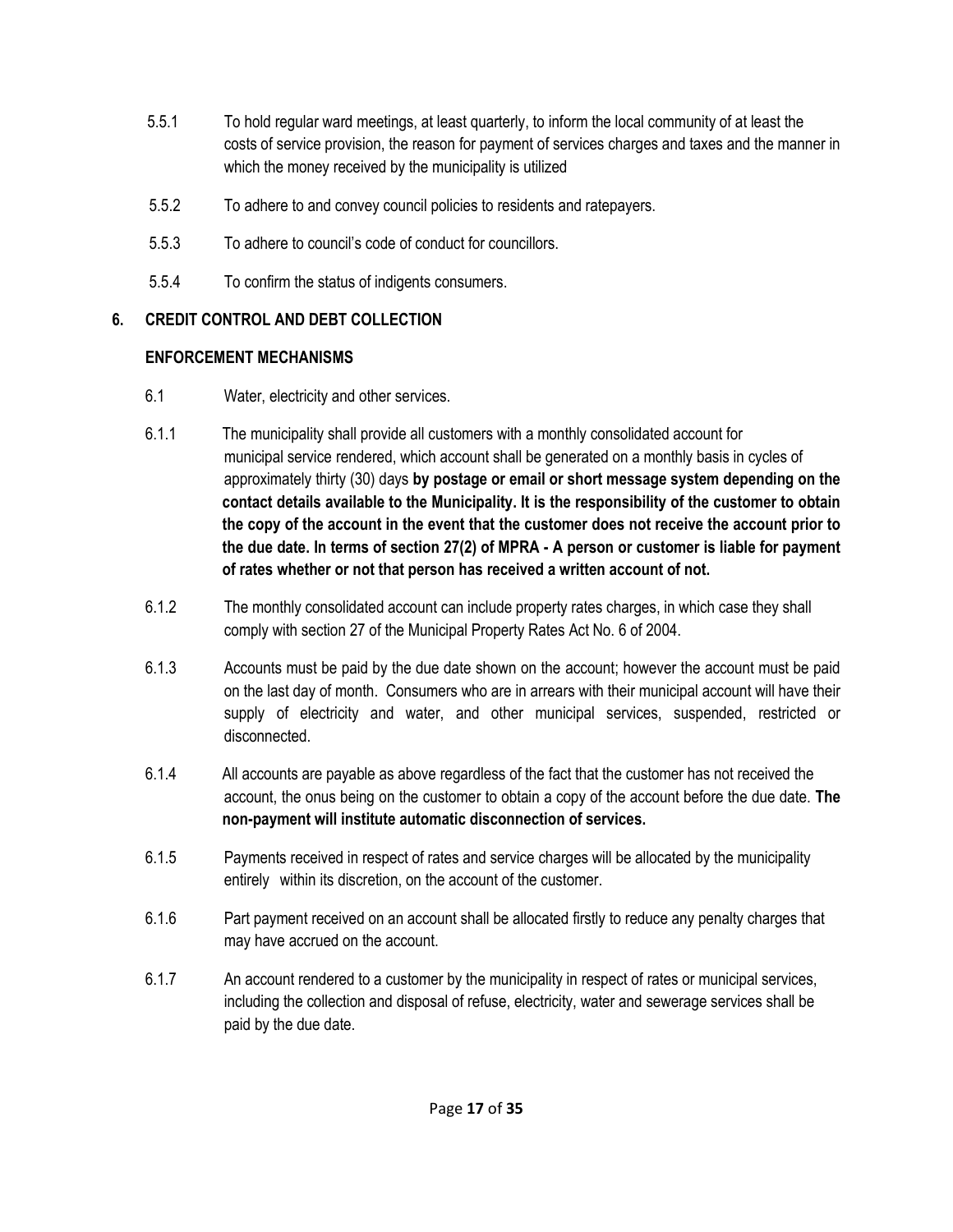5.5.1 To hold regular ward meetings, at least quarterly, to inform the local community of at least the costs of service provision, the reason for payment of services charges and taxes and the manner in which the money received by the municipality is utilized

5.5.2 To adhere to and convey council policies to residents and ratepayers.

5.5.3 To adhere to council's code of conduct for councillors.

5.5.4 To confirm the status of indigents consumers.

## 6. CREDIT CONTROL AND DEBT COLLECTION

### ENFORCEMENT MECHANISMS

6.1 Water, electricity and other services.

6.1.1 The municipality shall provide all customers with a monthly consolidated account for municipal service rendered, which account shall be generated on a monthly basis in cycles of approximately thirty (30) days **by postage or email or short message system depending on the contact details available to the Municipality. It is the responsibility of the customer to obtain the copy of the account in the event that the customer does not receive the account prior to the due date. In terms of section 27(2) of MPRA - A person or customer is liable for payment of rates whether or not that person has received a written account of not.**

6.1.2 The monthly consolidated account can include property rates charges, in which case they shall comply with section 27 of the Municipal Property Rates Act No. 6 of 2004.

6.1.3 Accounts must be paid by the due date shown on the account; however the account must be paid on the last day of month. Consumers who are in arrears with their municipal account will have their supply of electricity and water, and other municipal services, suspended, restricted or disconnected.

6.1.4 All accounts are payable as above regardless of the fact that the customer has not received the account, the onus being on the customer to obtain a copy of the account before the due date. **The non-payment will institute automatic disconnection of services.**

6.1.5 Payments received in respect of rates and service charges will be allocated by the municipality entirely within its discretion, on the account of the customer.

6.1.6 Part payment received on an account shall be allocated firstly to reduce any penalty charges that may have accrued on the account.

6.1.7 An account rendered to a customer by the municipality in respect of rates or municipal services, including the collection and disposal of refuse, electricity, water and sewerage services shall be paid by the due date.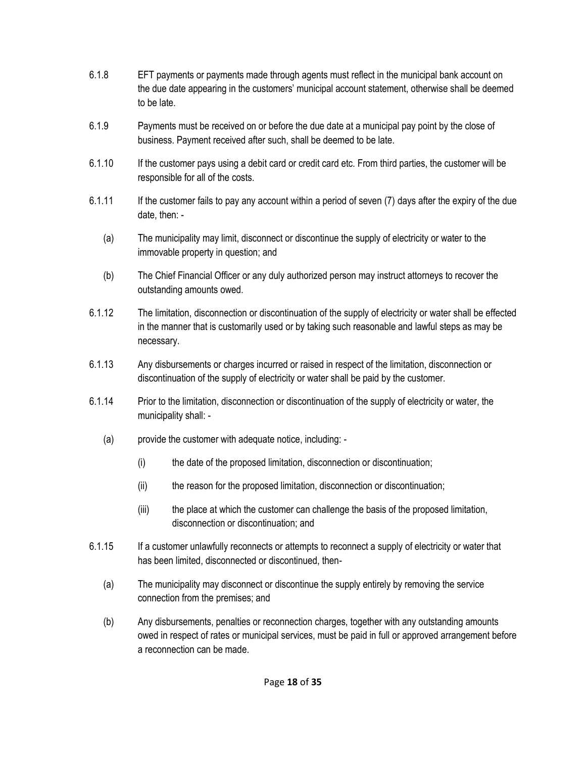6.1.8 EFT payments or payments made through agents must reflect in the municipal bank account on the due date appearing in the customers' municipal account statement, otherwise shall be deemed to be late.

6.1.9 Payments must be received on or before the due date at a municipal pay point by the close of business. Payment received after such, shall be deemed to be late.

6.1.10 If the customer pays using a debit card or credit card etc. From third parties, the customer will be responsible for all of the costs.

6.1.11 If the customer fails to pay any account within a period of seven (7) days after the expiry of the due date, then: -

(a) The municipality may limit, disconnect or discontinue the supply of electricity or water to the immovable property in question; and

(b) The Chief Financial Officer or any duly authorized person may instruct attorneys to recover the outstanding amounts owed.

6.1.12 The limitation, disconnection or discontinuation of the supply of electricity or water shall be effected in the manner that is customarily used or by taking such reasonable and lawful steps as may be necessary.

6.1.13 Any disbursements or charges incurred or raised in respect of the limitation, disconnection or discontinuation of the supply of electricity or water shall be paid by the customer.

6.1.14 Prior to the limitation, disconnection or discontinuation of the supply of electricity or water, the municipality shall: -

(a) provide the customer with adequate notice, including: -

(i) the date of the proposed limitation, disconnection or discontinuation;

(ii) the reason for the proposed limitation, disconnection or discontinuation;

(iii) the place at which the customer can challenge the basis of the proposed limitation, disconnection or discontinuation; and

6.1.15 If a customer unlawfully reconnects or attempts to reconnect a supply of electricity or water that has been limited, disconnected or discontinued, then-

(a) The municipality may disconnect or discontinue the supply entirely by removing the service connection from the premises; and

(b) Any disbursements, penalties or reconnection charges, together with any outstanding amounts owed in respect of rates or municipal services, must be paid in full or approved arrangement before a reconnection can be made.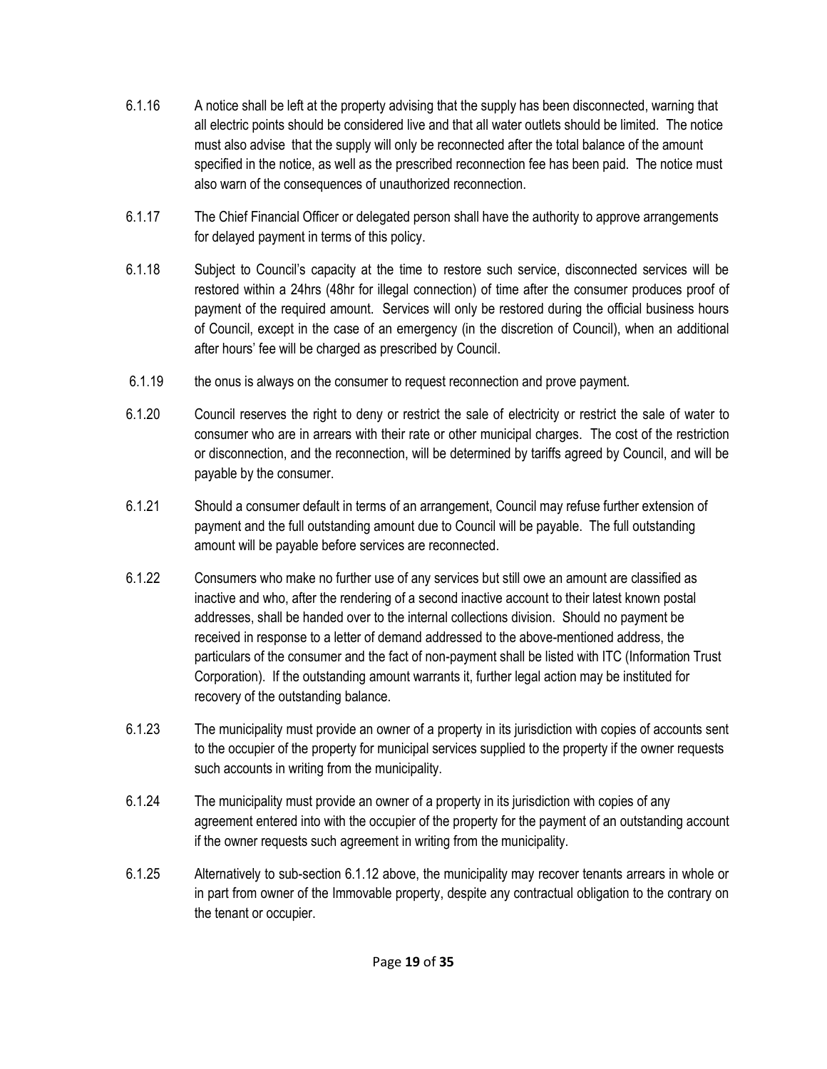6.1.16 A notice shall be left at the property advising that the supply has been disconnected, warning that all electric points should be considered live and that all water outlets should be limited. The notice must also advise that the supply will only be reconnected after the total balance of the amount specified in the notice, as well as the prescribed reconnection fee has been paid. The notice must also warn of the consequences of unauthorized reconnection.

6.1.17 The Chief Financial Officer or delegated person shall have the authority to approve arrangements for delayed payment in terms of this policy.

6.1.18 Subject to Council's capacity at the time to restore such service, disconnected services will be restored within a 24hrs (48hr for illegal connection) of time after the consumer produces proof of payment of the required amount. Services will only be restored during the official business hours of Council, except in the case of an emergency (in the discretion of Council), when an additional after hours' fee will be charged as prescribed by Council.

6.1.19 the onus is always on the consumer to request reconnection and prove payment.

6.1.20 Council reserves the right to deny or restrict the sale of electricity or restrict the sale of water to consumer who are in arrears with their rate or other municipal charges. The cost of the restriction or disconnection, and the reconnection, will be determined by tariffs agreed by Council, and will be payable by the consumer.

6.1.21 Should a consumer default in terms of an arrangement, Council may refuse further extension of payment and the full outstanding amount due to Council will be payable. The full outstanding amount will be payable before services are reconnected.

6.1.22 Consumers who make no further use of any services but still owe an amount are classified as inactive and who, after the rendering of a second inactive account to their latest known postal addresses, shall be handed over to the internal collections division. Should no payment be received in response to a letter of demand addressed to the above-mentioned address, the particulars of the consumer and the fact of non-payment shall be listed with ITC (Information Trust Corporation). If the outstanding amount warrants it, further legal action may be instituted for recovery of the outstanding balance.

6.1.23 The municipality must provide an owner of a property in its jurisdiction with copies of accounts sent to the occupier of the property for municipal services supplied to the property if the owner requests such accounts in writing from the municipality.

6.1.24 The municipality must provide an owner of a property in its jurisdiction with copies of any agreement entered into with the occupier of the property for the payment of an outstanding account if the owner requests such agreement in writing from the municipality.

6.1.25 Alternatively to sub-section 6.1.12 above, the municipality may recover tenants arrears in whole or in part from owner of the Immovable property, despite any contractual obligation to the contrary on the tenant or occupier.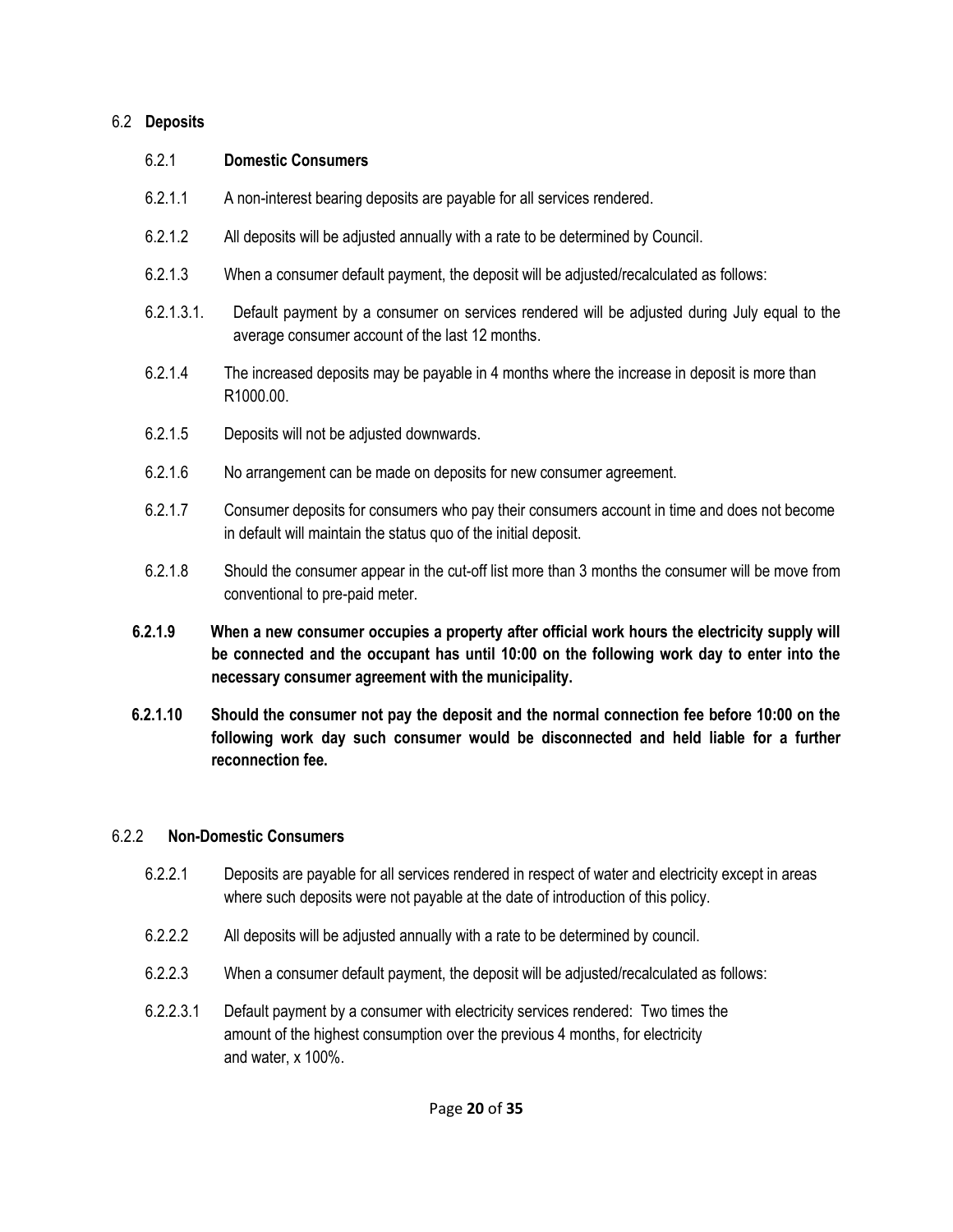6.2 **Deposits**

6.2.1 **Domestic Consumers**

6.2.1.1 A non-interest bearing deposits are payable for all services rendered.

6.2.1.2 All deposits will be adjusted annually with a rate to be determined by Council.

6.2.1.3 When a consumer default payment, the deposit will be adjusted/recalculated as follows:

6.2.1.3.1. Default payment by a consumer on services rendered will be adjusted during July equal to the average consumer account of the last 12 months.

6.2.1.4 The increased deposits may be payable in 4 months where the increase in deposit is more than R1000.00.

6.2.1.5 Deposits will not be adjusted downwards.

6.2.1.6 No arrangement can be made on deposits for new consumer agreement.

6.2.1.7 Consumer deposits for consumers who pay their consumers account in time and does not become in default will maintain the status quo of the initial deposit.

6.2.1.8 Should the consumer appear in the cut-off list more than 3 months the consumer will be move from conventional to pre-paid meter.

**6.2.1.9 When a new consumer occupies a property after official work hours the electricity supply will be connected and the occupant has until 10:00 on the following work day to enter into the necessary consumer agreement with the municipality.**

**6.2.1.10 Should the consumer not pay the deposit and the normal connection fee before 10:00 on the following work day such consumer would be disconnected and held liable for a further reconnection fee.**

6.2.2 **Non-Domestic Consumers**

6.2.2.1 Deposits are payable for all services rendered in respect of water and electricity except in areas where such deposits were not payable at the date of introduction of this policy.

6.2.2.2 All deposits will be adjusted annually with a rate to be determined by council.

6.2.2.3 When a consumer default payment, the deposit will be adjusted/recalculated as follows:

6.2.2.3.1 Default payment by a consumer with electricity services rendered: Two times the amount of the highest consumption over the previous 4 months, for electricity and water, x 100%.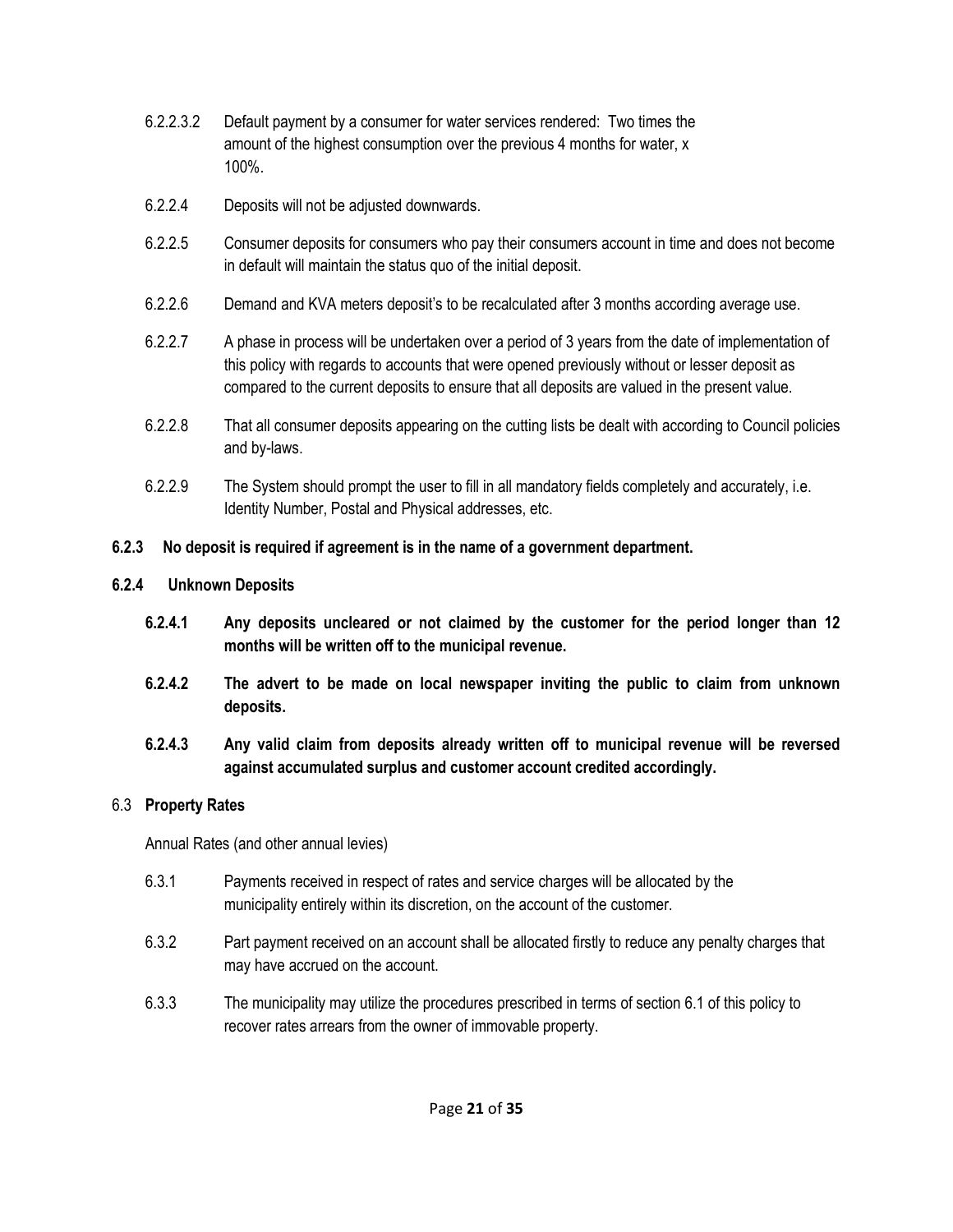6.2.2.3.2 Default payment by a consumer for water services rendered: Two times the amount of the highest consumption over the previous 4 months for water, x 100%.

6.2.2.4 Deposits will not be adjusted downwards.

6.2.2.5 Consumer deposits for consumers who pay their consumers account in time and does not become in default will maintain the status quo of the initial deposit.

6.2.2.6 Demand and KVA meters deposit's to be recalculated after 3 months according average use.

6.2.2.7 A phase in process will be undertaken over a period of 3 years from the date of implementation of this policy with regards to accounts that were opened previously without or lesser deposit as compared to the current deposits to ensure that all deposits are valued in the present value.

6.2.2.8 That all consumer deposits appearing on the cutting lists be dealt with according to Council policies and by-laws.

6.2.2.9 The System should prompt the user to fill in all mandatory fields completely and accurately, i.e. Identity Number, Postal and Physical addresses, etc.

**6.2.3 No deposit is required if agreement is in the name of a government department.**

**6.2.4 Unknown Deposits**

**6.2.4.1 Any deposits uncleared or not claimed by the customer for the period longer than 12 months will be written off to the municipal revenue.**

**6.2.4.2 The advert to be made on local newspaper inviting the public to claim from unknown deposits.**

**6.2.4.3 Any valid claim from deposits already written off to municipal revenue will be reversed against accumulated surplus and customer account credited accordingly.**

6.3 **Property Rates**

Annual Rates (and other annual levies)

6.3.1 Payments received in respect of rates and service charges will be allocated by the municipality entirely within its discretion, on the account of the customer.

6.3.2 Part payment received on an account shall be allocated firstly to reduce any penalty charges that may have accrued on the account.

6.3.3 The municipality may utilize the procedures prescribed in terms of section 6.1 of this policy to recover rates arrears from the owner of immovable property.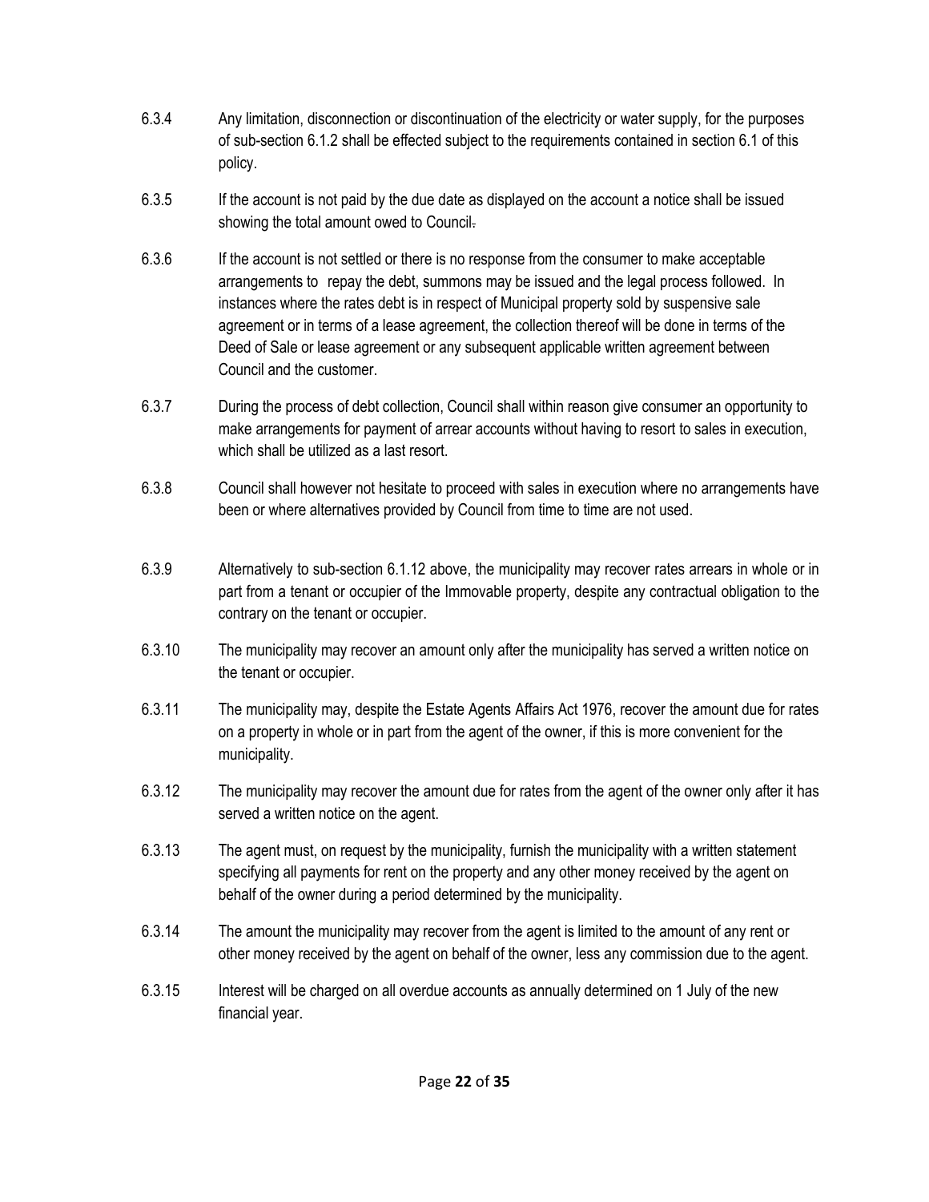6.3.4 Any limitation, disconnection or discontinuation of the electricity or water supply, for the purposes of sub-section 6.1.2 shall be effected subject to the requirements contained in section 6.1 of this policy.

6.3.5 If the account is not paid by the due date as displayed on the account a notice shall be issued showing the total amount owed to Council.

6.3.6 If the account is not settled or there is no response from the consumer to make acceptable arrangements to repay the debt, summons may be issued and the legal process followed. In instances where the rates debt is in respect of Municipal property sold by suspensive sale agreement or in terms of a lease agreement, the collection thereof will be done in terms of the Deed of Sale or lease agreement or any subsequent applicable written agreement between Council and the customer.

6.3.7 During the process of debt collection, Council shall within reason give consumer an opportunity to make arrangements for payment of arrear accounts without having to resort to sales in execution, which shall be utilized as a last resort.

6.3.8 Council shall however not hesitate to proceed with sales in execution where no arrangements have been or where alternatives provided by Council from time to time are not used.

6.3.9 Alternatively to sub-section 6.1.12 above, the municipality may recover rates arrears in whole or in part from a tenant or occupier of the Immovable property, despite any contractual obligation to the contrary on the tenant or occupier.

6.3.10 The municipality may recover an amount only after the municipality has served a written notice on the tenant or occupier.

6.3.11 The municipality may, despite the Estate Agents Affairs Act 1976, recover the amount due for rates on a property in whole or in part from the agent of the owner, if this is more convenient for the municipality.

6.3.12 The municipality may recover the amount due for rates from the agent of the owner only after it has served a written notice on the agent.

6.3.13 The agent must, on request by the municipality, furnish the municipality with a written statement specifying all payments for rent on the property and any other money received by the agent on behalf of the owner during a period determined by the municipality.

6.3.14 The amount the municipality may recover from the agent is limited to the amount of any rent or other money received by the agent on behalf of the owner, less any commission due to the agent.

6.3.15 Interest will be charged on all overdue accounts as annually determined on 1 July of the new financial year.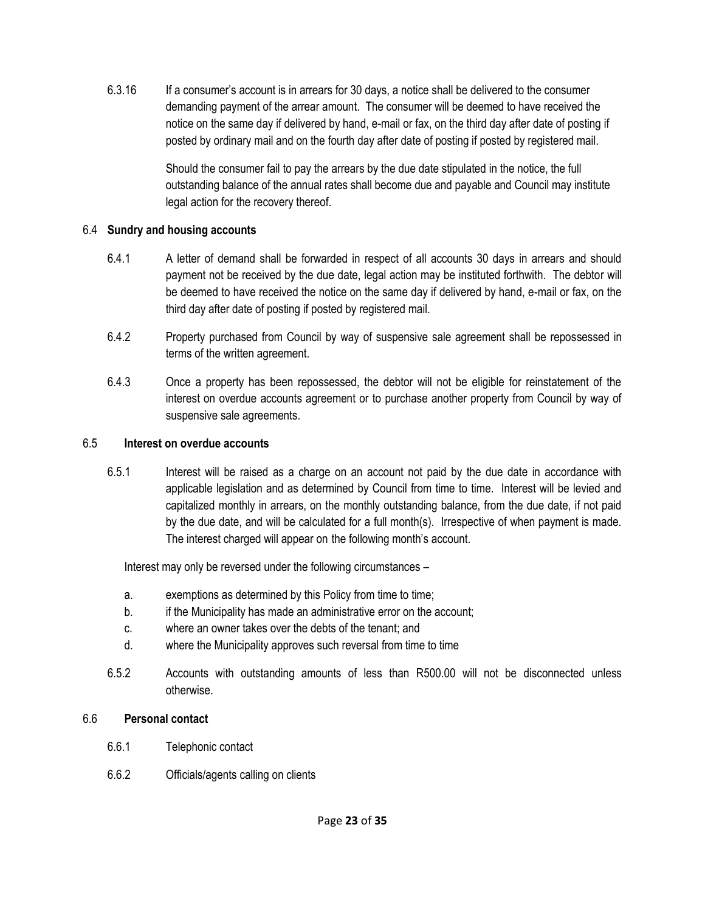6.3.16 If a consumer's account is in arrears for 30 days, a notice shall be delivered to the consumer demanding payment of the arrear amount. The consumer will be deemed to have received the notice on the same day if delivered by hand, e-mail or fax, on the third day after date of posting if posted by ordinary mail and on the fourth day after date of posting if posted by registered mail.

Should the consumer fail to pay the arrears by the due date stipulated in the notice, the full outstanding balance of the annual rates shall become due and payable and Council may institute legal action for the recovery thereof.

### 6.4 Sundry and housing accounts

6.4.1 A letter of demand shall be forwarded in respect of all accounts 30 days in arrears and should payment not be received by the due date, legal action may be instituted forthwith. The debtor will be deemed to have received the notice on the same day if delivered by hand, e-mail or fax, on the third day after date of posting if posted by registered mail.

6.4.2 Property purchased from Council by way of suspensive sale agreement shall be repossessed in terms of the written agreement.

6.4.3 Once a property has been repossessed, the debtor will not be eligible for reinstatement of the interest on overdue accounts agreement or to purchase another property from Council by way of suspensive sale agreements.

### 6.5 Interest on overdue accounts

6.5.1 Interest will be raised as a charge on an account not paid by the due date in accordance with applicable legislation and as determined by Council from time to time. Interest will be levied and capitalized monthly in arrears, on the monthly outstanding balance, from the due date, if not paid by the due date, and will be calculated for a full month(s). Irrespective of when payment is made. The interest charged will appear on the following month's account.

Interest may only be reversed under the following circumstances –

a. exemptions as determined by this Policy from time to time;
b. if the Municipality has made an administrative error on the account;
c. where an owner takes over the debts of the tenant; and
d. where the Municipality approves such reversal from time to time

6.5.2 Accounts with outstanding amounts of less than R500.00 will not be disconnected unless otherwise.

### 6.6 Personal contact

6.6.1 Telephonic contact

6.6.2 Officials/agents calling on clients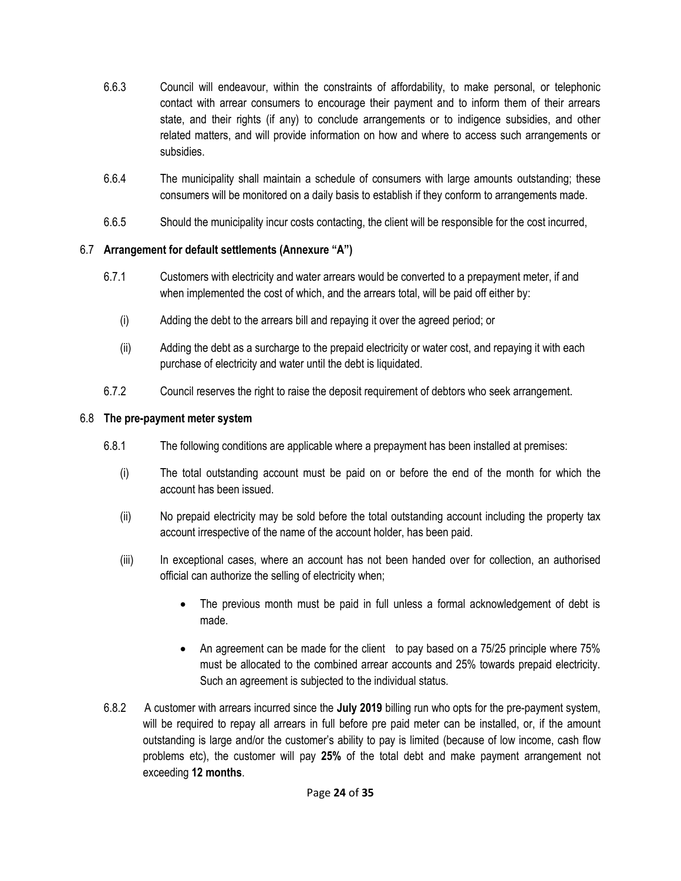6.6.3 Council will endeavour, within the constraints of affordability, to make personal, or telephonic contact with arrear consumers to encourage their payment and to inform them of their arrears state, and their rights (if any) to conclude arrangements or to indigence subsidies, and other related matters, and will provide information on how and where to access such arrangements or subsidies.

6.6.4 The municipality shall maintain a schedule of consumers with large amounts outstanding; these consumers will be monitored on a daily basis to establish if they conform to arrangements made.

6.6.5 Should the municipality incur costs contacting, the client will be responsible for the cost incurred,

### 6.7 **Arrangement for default settlements (Annexure "A")**

6.7.1 Customers with electricity and water arrears would be converted to a prepayment meter, if and when implemented the cost of which, and the arrears total, will be paid off either by:

(i) Adding the debt to the arrears bill and repaying it over the agreed period; or

(ii) Adding the debt as a surcharge to the prepaid electricity or water cost, and repaying it with each purchase of electricity and water until the debt is liquidated.

6.7.2 Council reserves the right to raise the deposit requirement of debtors who seek arrangement.

### 6.8 **The pre-payment meter system**

6.8.1 The following conditions are applicable where a prepayment has been installed at premises:

(i) The total outstanding account must be paid on or before the end of the month for which the account has been issued.

(ii) No prepaid electricity may be sold before the total outstanding account including the property tax account irrespective of the name of the account holder, has been paid.

(iii) In exceptional cases, where an account has not been handed over for collection, an authorised official can authorize the selling of electricity when;

- The previous month must be paid in full unless a formal acknowledgement of debt is made.
- An agreement can be made for the client to pay based on a 75/25 principle where 75% must be allocated to the combined arrear accounts and 25% towards prepaid electricity. Such an agreement is subjected to the individual status.

6.8.2 A customer with arrears incurred since the **July 2019** billing run who opts for the pre-payment system, will be required to repay all arrears in full before pre paid meter can be installed, or, if the amount outstanding is large and/or the customer's ability to pay is limited (because of low income, cash flow problems etc), the customer will pay **25%** of the total debt and make payment arrangement not exceeding **12 months**.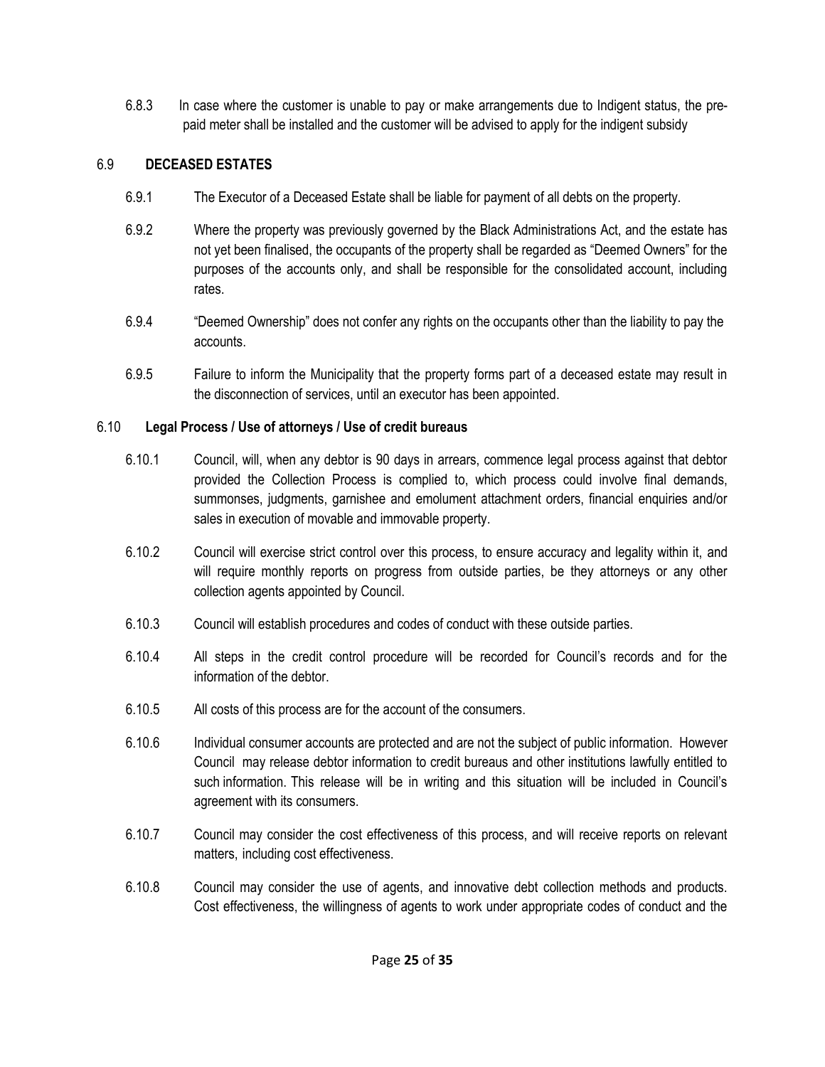6.8.3 In case where the customer is unable to pay or make arrangements due to Indigent status, the pre-paid meter shall be installed and the customer will be advised to apply for the indigent subsidy

## 6.9 DECEASED ESTATES

6.9.1 The Executor of a Deceased Estate shall be liable for payment of all debts on the property.

6.9.2 Where the property was previously governed by the Black Administrations Act, and the estate has not yet been finalised, the occupants of the property shall be regarded as "Deemed Owners" for the purposes of the accounts only, and shall be responsible for the consolidated account, including rates.

6.9.4 "Deemed Ownership" does not confer any rights on the occupants other than the liability to pay the accounts.

6.9.5 Failure to inform the Municipality that the property forms part of a deceased estate may result in the disconnection of services, until an executor has been appointed.

## 6.10 Legal Process / Use of attorneys / Use of credit bureaus

6.10.1 Council, will, when any debtor is 90 days in arrears, commence legal process against that debtor provided the Collection Process is complied to, which process could involve final demands, summonses, judgments, garnishee and emolument attachment orders, financial enquiries and/or sales in execution of movable and immovable property.

6.10.2 Council will exercise strict control over this process, to ensure accuracy and legality within it, and will require monthly reports on progress from outside parties, be they attorneys or any other collection agents appointed by Council.

6.10.3 Council will establish procedures and codes of conduct with these outside parties.

6.10.4 All steps in the credit control procedure will be recorded for Council's records and for the information of the debtor.

6.10.5 All costs of this process are for the account of the consumers.

6.10.6 Individual consumer accounts are protected and are not the subject of public information. However Council may release debtor information to credit bureaus and other institutions lawfully entitled to such information. This release will be in writing and this situation will be included in Council's agreement with its consumers.

6.10.7 Council may consider the cost effectiveness of this process, and will receive reports on relevant matters, including cost effectiveness.

6.10.8 Council may consider the use of agents, and innovative debt collection methods and products. Cost effectiveness, the willingness of agents to work under appropriate codes of conduct and the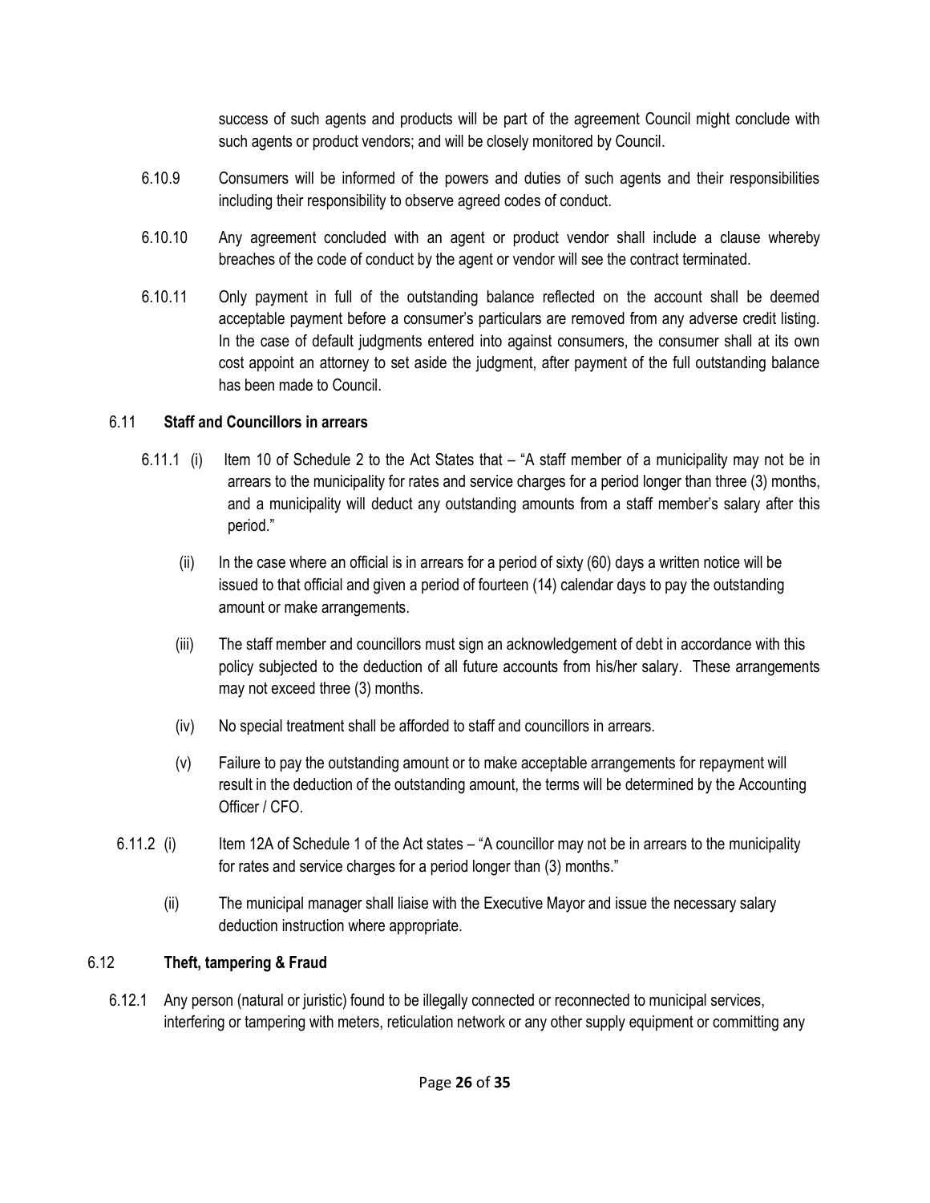success of such agents and products will be part of the agreement Council might conclude with such agents or product vendors; and will be closely monitored by Council.

6.10.9 Consumers will be informed of the powers and duties of such agents and their responsibilities including their responsibility to observe agreed codes of conduct.

6.10.10 Any agreement concluded with an agent or product vendor shall include a clause whereby breaches of the code of conduct by the agent or vendor will see the contract terminated.

6.10.11 Only payment in full of the outstanding balance reflected on the account shall be deemed acceptable payment before a consumer's particulars are removed from any adverse credit listing. In the case of default judgments entered into against consumers, the consumer shall at its own cost appoint an attorney to set aside the judgment, after payment of the full outstanding balance has been made to Council.

### 6.11 Staff and Councillors in arrears

6.11.1 (i) Item 10 of Schedule 2 to the Act States that – "A staff member of a municipality may not be in arrears to the municipality for rates and service charges for a period longer than three (3) months, and a municipality will deduct any outstanding amounts from a staff member's salary after this period."

(ii) In the case where an official is in arrears for a period of sixty (60) days a written notice will be issued to that official and given a period of fourteen (14) calendar days to pay the outstanding amount or make arrangements.

(iii) The staff member and councillors must sign an acknowledgement of debt in accordance with this policy subjected to the deduction of all future accounts from his/her salary. These arrangements may not exceed three (3) months.

(iv) No special treatment shall be afforded to staff and councillors in arrears.

(v) Failure to pay the outstanding amount or to make acceptable arrangements for repayment will result in the deduction of the outstanding amount, the terms will be determined by the Accounting Officer / CFO.

6.11.2 (i) Item 12A of Schedule 1 of the Act states – "A councillor may not be in arrears to the municipality for rates and service charges for a period longer than (3) months."

(ii) The municipal manager shall liaise with the Executive Mayor and issue the necessary salary deduction instruction where appropriate.

### 6.12 Theft, tampering & Fraud

6.12.1 Any person (natural or juristic) found to be illegally connected or reconnected to municipal services, interfering or tampering with meters, reticulation network or any other supply equipment or committing any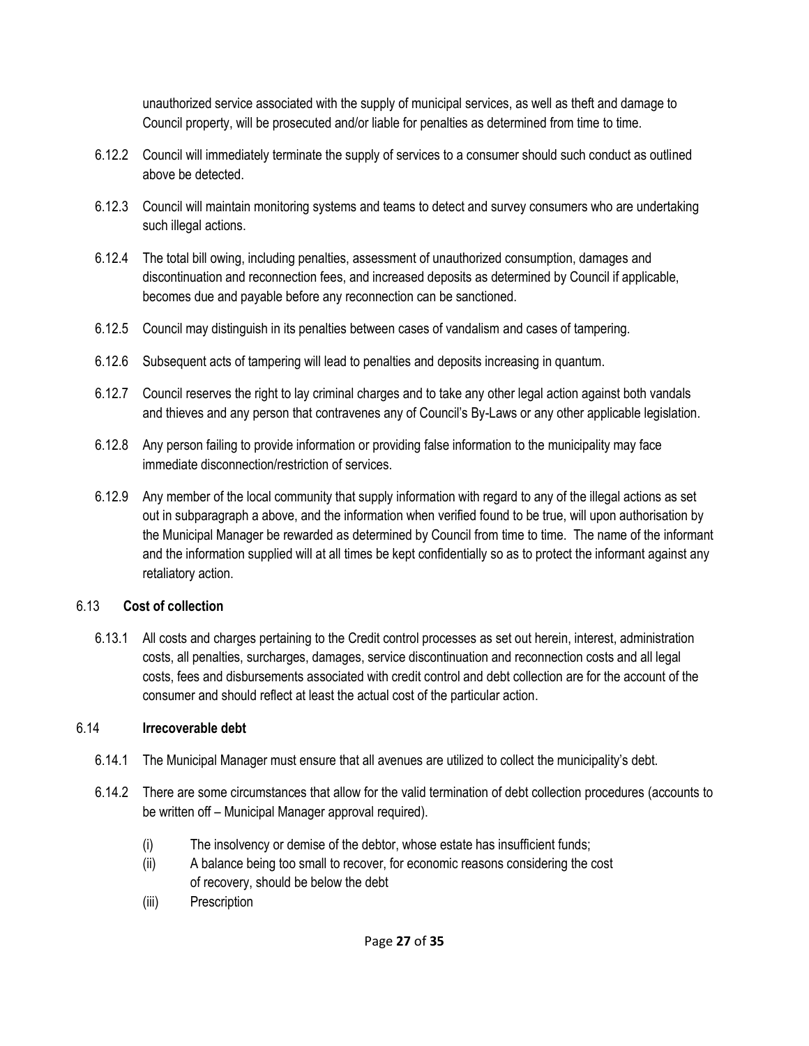unauthorized service associated with the supply of municipal services, as well as theft and damage to Council property, will be prosecuted and/or liable for penalties as determined from time to time.

6.12.2 Council will immediately terminate the supply of services to a consumer should such conduct as outlined above be detected.

6.12.3 Council will maintain monitoring systems and teams to detect and survey consumers who are undertaking such illegal actions.

6.12.4 The total bill owing, including penalties, assessment of unauthorized consumption, damages and discontinuation and reconnection fees, and increased deposits as determined by Council if applicable, becomes due and payable before any reconnection can be sanctioned.

6.12.5 Council may distinguish in its penalties between cases of vandalism and cases of tampering.

6.12.6 Subsequent acts of tampering will lead to penalties and deposits increasing in quantum.

6.12.7 Council reserves the right to lay criminal charges and to take any other legal action against both vandals and thieves and any person that contravenes any of Council's By-Laws or any other applicable legislation.

6.12.8 Any person failing to provide information or providing false information to the municipality may face immediate disconnection/restriction of services.

6.12.9 Any member of the local community that supply information with regard to any of the illegal actions as set out in subparagraph a above, and the information when verified found to be true, will upon authorisation by the Municipal Manager be rewarded as determined by Council from time to time. The name of the informant and the information supplied will at all times be kept confidentially so as to protect the informant against any retaliatory action.

### 6.13 Cost of collection

6.13.1 All costs and charges pertaining to the Credit control processes as set out herein, interest, administration costs, all penalties, surcharges, damages, service discontinuation and reconnection costs and all legal costs, fees and disbursements associated with credit control and debt collection are for the account of the consumer and should reflect at least the actual cost of the particular action.

### 6.14 Irrecoverable debt

6.14.1 The Municipal Manager must ensure that all avenues are utilized to collect the municipality's debt.

6.14.2 There are some circumstances that allow for the valid termination of debt collection procedures (accounts to be written off – Municipal Manager approval required).

(i) The insolvency or demise of the debtor, whose estate has insufficient funds;

(ii) A balance being too small to recover, for economic reasons considering the cost of recovery, should be below the debt

(iii) Prescription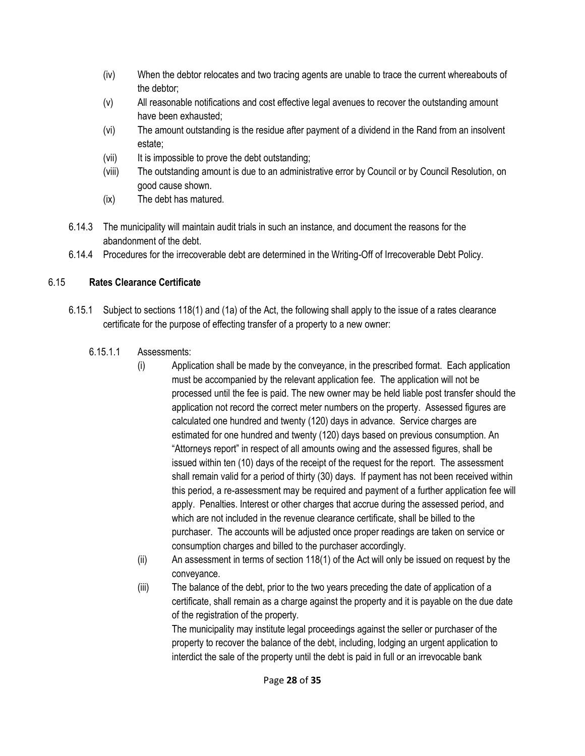(iv) When the debtor relocates and two tracing agents are unable to trace the current whereabouts of the debtor;

(v) All reasonable notifications and cost effective legal avenues to recover the outstanding amount have been exhausted;

(vi) The amount outstanding is the residue after payment of a dividend in the Rand from an insolvent estate;

(vii) It is impossible to prove the debt outstanding;

(viii) The outstanding amount is due to an administrative error by Council or by Council Resolution, on good cause shown.

(ix) The debt has matured.

6.14.3 The municipality will maintain audit trials in such an instance, and document the reasons for the abandonment of the debt.

6.14.4 Procedures for the irrecoverable debt are determined in the Writing-Off of Irrecoverable Debt Policy.

### 6.15 **Rates Clearance Certificate**

6.15.1 Subject to sections 118(1) and (1a) of the Act, the following shall apply to the issue of a rates clearance certificate for the purpose of effecting transfer of a property to a new owner:

6.15.1.1 Assessments:

(i) Application shall be made by the conveyance, in the prescribed format. Each application must be accompanied by the relevant application fee. The application will not be processed until the fee is paid. The new owner may be held liable post transfer should the application not record the correct meter numbers on the property. Assessed figures are calculated one hundred and twenty (120) days in advance. Service charges are estimated for one hundred and twenty (120) days based on previous consumption. An "Attorneys report" in respect of all amounts owing and the assessed figures, shall be issued within ten (10) days of the receipt of the request for the report. The assessment shall remain valid for a period of thirty (30) days. If payment has not been received within this period, a re-assessment may be required and payment of a further application fee will apply. Penalties. Interest or other charges that accrue during the assessed period, and which are not included in the revenue clearance certificate, shall be billed to the purchaser. The accounts will be adjusted once proper readings are taken on service or consumption charges and billed to the purchaser accordingly.

(ii) An assessment in terms of section 118(1) of the Act will only be issued on request by the conveyance.

(iii) The balance of the debt, prior to the two years preceding the date of application of a certificate, shall remain as a charge against the property and it is payable on the due date of the registration of the property.

The municipality may institute legal proceedings against the seller or purchaser of the property to recover the balance of the debt, including, lodging an urgent application to interdict the sale of the property until the debt is paid in full or an irrevocable bank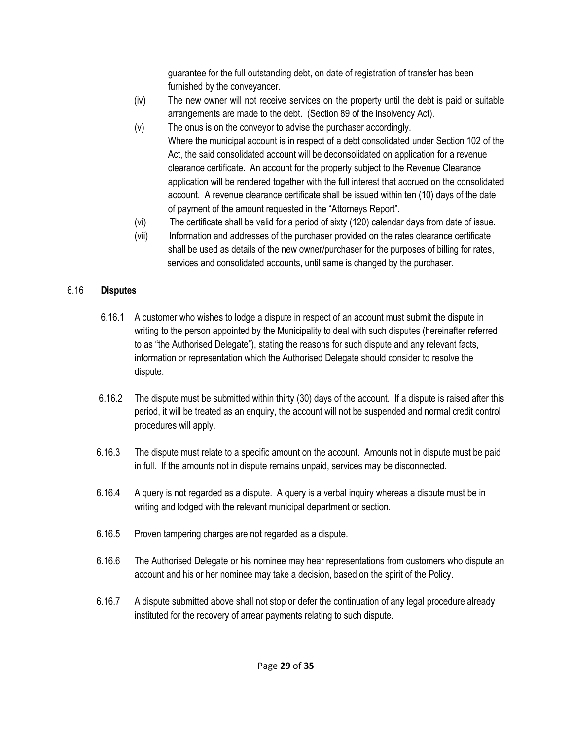guarantee for the full outstanding debt, on date of registration of transfer has been furnished by the conveyancer.

(iv) The new owner will not receive services on the property until the debt is paid or suitable arrangements are made to the debt. (Section 89 of the insolvency Act).

(v) The onus is on the conveyor to advise the purchaser accordingly.
Where the municipal account is in respect of a debt consolidated under Section 102 of the Act, the said consolidated account will be deconsolidated on application for a revenue clearance certificate. An account for the property subject to the Revenue Clearance application will be rendered together with the full interest that accrued on the consolidated account. A revenue clearance certificate shall be issued within ten (10) days of the date of payment of the amount requested in the "Attorneys Report".

(vi) The certificate shall be valid for a period of sixty (120) calendar days from date of issue.

(vii) Information and addresses of the purchaser provided on the rates clearance certificate shall be used as details of the new owner/purchaser for the purposes of billing for rates, services and consolidated accounts, until same is changed by the purchaser.

## 6.16 **Disputes**

6.16.1 A customer who wishes to lodge a dispute in respect of an account must submit the dispute in writing to the person appointed by the Municipality to deal with such disputes (hereinafter referred to as "the Authorised Delegate"), stating the reasons for such dispute and any relevant facts, information or representation which the Authorised Delegate should consider to resolve the dispute.

6.16.2 The dispute must be submitted within thirty (30) days of the account. If a dispute is raised after this period, it will be treated as an enquiry, the account will not be suspended and normal credit control procedures will apply.

6.16.3 The dispute must relate to a specific amount on the account. Amounts not in dispute must be paid in full. If the amounts not in dispute remains unpaid, services may be disconnected.

6.16.4 A query is not regarded as a dispute. A query is a verbal inquiry whereas a dispute must be in writing and lodged with the relevant municipal department or section.

6.16.5 Proven tampering charges are not regarded as a dispute.

6.16.6 The Authorised Delegate or his nominee may hear representations from customers who dispute an account and his or her nominee may take a decision, based on the spirit of the Policy.

6.16.7 A dispute submitted above shall not stop or defer the continuation of any legal procedure already instituted for the recovery of arrear payments relating to such dispute.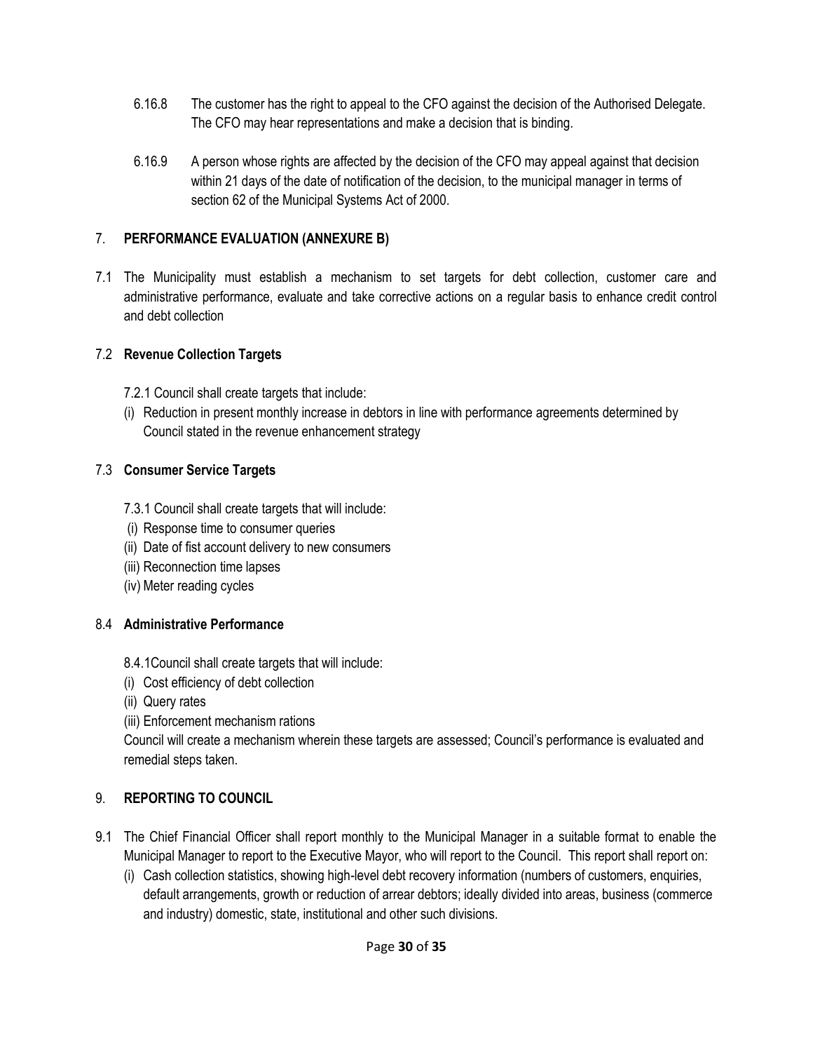6.16.8 The customer has the right to appeal to the CFO against the decision of the Authorised Delegate. The CFO may hear representations and make a decision that is binding.

6.16.9 A person whose rights are affected by the decision of the CFO may appeal against that decision within 21 days of the date of notification of the decision, to the municipal manager in terms of section 62 of the Municipal Systems Act of 2000.

## 7. **PERFORMANCE EVALUATION (ANNEXURE B)**

7.1 The Municipality must establish a mechanism to set targets for debt collection, customer care and administrative performance, evaluate and take corrective actions on a regular basis to enhance credit control and debt collection

### 7.2 **Revenue Collection Targets**

7.2.1 Council shall create targets that include:

(i) Reduction in present monthly increase in debtors in line with performance agreements determined by Council stated in the revenue enhancement strategy

### 7.3 **Consumer Service Targets**

7.3.1 Council shall create targets that will include:

(i) Response time to consumer queries
(ii) Date of fist account delivery to new consumers
(iii) Reconnection time lapses
(iv) Meter reading cycles

### 8.4 **Administrative Performance**

8.4.1Council shall create targets that will include:

(i) Cost efficiency of debt collection
(ii) Query rates
(iii) Enforcement mechanism rations

Council will create a mechanism wherein these targets are assessed; Council's performance is evaluated and remedial steps taken.

## 9. **REPORTING TO COUNCIL**

9.1 The Chief Financial Officer shall report monthly to the Municipal Manager in a suitable format to enable the Municipal Manager to report to the Executive Mayor, who will report to the Council. This report shall report on:

(i) Cash collection statistics, showing high-level debt recovery information (numbers of customers, enquiries, default arrangements, growth or reduction of arrear debtors; ideally divided into areas, business (commerce and industry) domestic, state, institutional and other such divisions.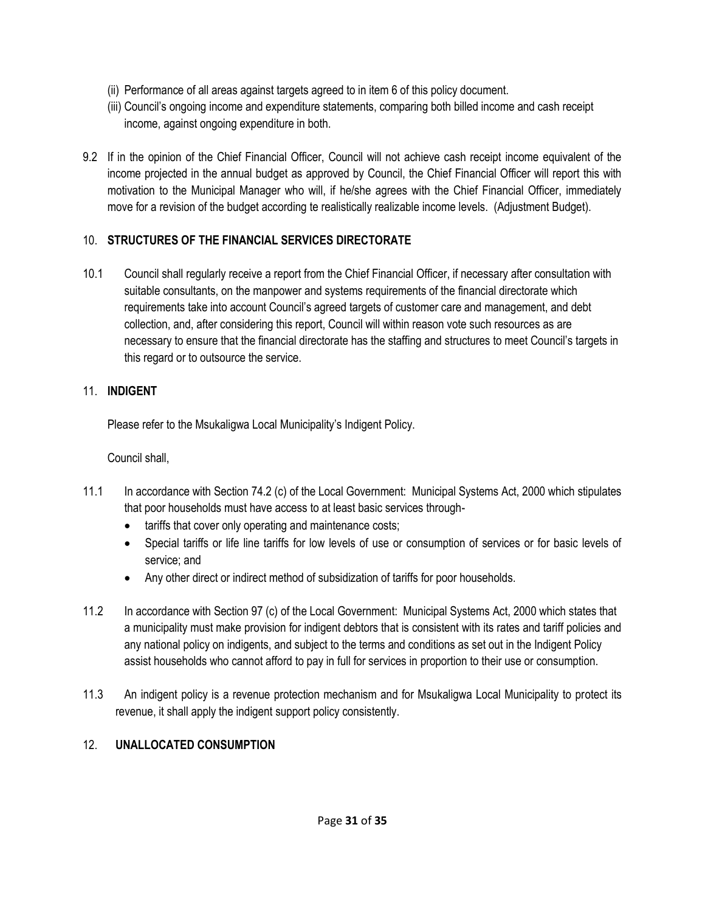(ii) Performance of all areas against targets agreed to in item 6 of this policy document.

(iii) Council's ongoing income and expenditure statements, comparing both billed income and cash receipt income, against ongoing expenditure in both.

9.2 If in the opinion of the Chief Financial Officer, Council will not achieve cash receipt income equivalent of the income projected in the annual budget as approved by Council, the Chief Financial Officer will report this with motivation to the Municipal Manager who will, if he/she agrees with the Chief Financial Officer, immediately move for a revision of the budget according te realistically realizable income levels. (Adjustment Budget).

## 10. STRUCTURES OF THE FINANCIAL SERVICES DIRECTORATE

10.1 Council shall regularly receive a report from the Chief Financial Officer, if necessary after consultation with suitable consultants, on the manpower and systems requirements of the financial directorate which requirements take into account Council's agreed targets of customer care and management, and debt collection, and, after considering this report, Council will within reason vote such resources as are necessary to ensure that the financial directorate has the staffing and structures to meet Council's targets in this regard or to outsource the service.

## 11. INDIGENT

Please refer to the Msukaligwa Local Municipality's Indigent Policy.

Council shall,

11.1 In accordance with Section 74.2 (c) of the Local Government: Municipal Systems Act, 2000 which stipulates that poor households must have access to at least basic services through-

- tariffs that cover only operating and maintenance costs;
- Special tariffs or life line tariffs for low levels of use or consumption of services or for basic levels of service; and
- Any other direct or indirect method of subsidization of tariffs for poor households.

11.2 In accordance with Section 97 (c) of the Local Government: Municipal Systems Act, 2000 which states that a municipality must make provision for indigent debtors that is consistent with its rates and tariff policies and any national policy on indigents, and subject to the terms and conditions as set out in the Indigent Policy assist households who cannot afford to pay in full for services in proportion to their use or consumption.

11.3 An indigent policy is a revenue protection mechanism and for Msukaligwa Local Municipality to protect its revenue, it shall apply the indigent support policy consistently.

## 12. UNALLOCATED CONSUMPTION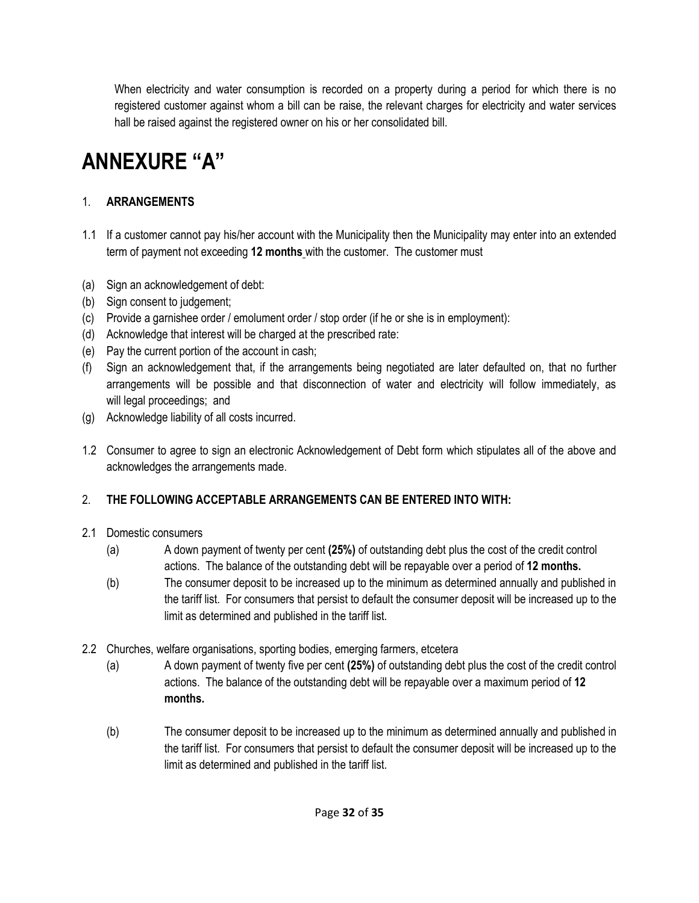When electricity and water consumption is recorded on a property during a period for which there is no registered customer against whom a bill can be raise, the relevant charges for electricity and water services hall be raised against the registered owner on his or her consolidated bill.

# ANNEXURE "A"

1. **ARRANGEMENTS**

1.1 If a customer cannot pay his/her account with the Municipality then the Municipality may enter into an extended term of payment not exceeding **12 months** with the customer. The customer must

(a) Sign an acknowledgement of debt:
(b) Sign consent to judgement;
(c) Provide a garnishee order / emolument order / stop order (if he or she is in employment):
(d) Acknowledge that interest will be charged at the prescribed rate:
(e) Pay the current portion of the account in cash;
(f) Sign an acknowledgement that, if the arrangements being negotiated are later defaulted on, that no further arrangements will be possible and that disconnection of water and electricity will follow immediately, as will legal proceedings; and
(g) Acknowledge liability of all costs incurred.

1.2 Consumer to agree to sign an electronic Acknowledgement of Debt form which stipulates all of the above and acknowledges the arrangements made.

2. **THE FOLLOWING ACCEPTABLE ARRANGEMENTS CAN BE ENTERED INTO WITH:**

2.1 Domestic consumers

(a) A down payment of twenty per cent **(25%)** of outstanding debt plus the cost of the credit control actions. The balance of the outstanding debt will be repayable over a period of **12 months.**

(b) The consumer deposit to be increased up to the minimum as determined annually and published in the tariff list. For consumers that persist to default the consumer deposit will be increased up to the limit as determined and published in the tariff list.

2.2 Churches, welfare organisations, sporting bodies, emerging farmers, etcetera

(a) A down payment of twenty five per cent **(25%)** of outstanding debt plus the cost of the credit control actions. The balance of the outstanding debt will be repayable over a maximum period of **12 months.**

(b) The consumer deposit to be increased up to the minimum as determined annually and published in the tariff list. For consumers that persist to default the consumer deposit will be increased up to the limit as determined and published in the tariff list.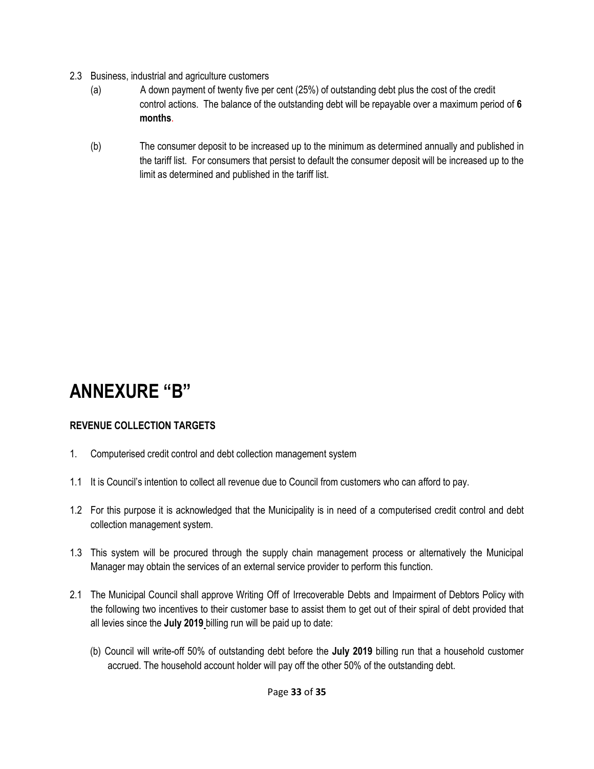2.3 Business, industrial and agriculture customers

(a) A down payment of twenty five per cent (25%) of outstanding debt plus the cost of the credit control actions. The balance of the outstanding debt will be repayable over a maximum period of **6 months**.

(b) The consumer deposit to be increased up to the minimum as determined annually and published in the tariff list. For consumers that persist to default the consumer deposit will be increased up to the limit as determined and published in the tariff list.

# ANNEXURE "B"

**REVENUE COLLECTION TARGETS**

1. Computerised credit control and debt collection management system

1.1 It is Council's intention to collect all revenue due to Council from customers who can afford to pay.

1.2 For this purpose it is acknowledged that the Municipality is in need of a computerised credit control and debt collection management system.

1.3 This system will be procured through the supply chain management process or alternatively the Municipal Manager may obtain the services of an external service provider to perform this function.

2.1 The Municipal Council shall approve Writing Off of Irrecoverable Debts and Impairment of Debtors Policy with the following two incentives to their customer base to assist them to get out of their spiral of debt provided that all levies since the **July 2019** billing run will be paid up to date:

(b) Council will write-off 50% of outstanding debt before the **July 2019** billing run that a household customer accrued. The household account holder will pay off the other 50% of the outstanding debt.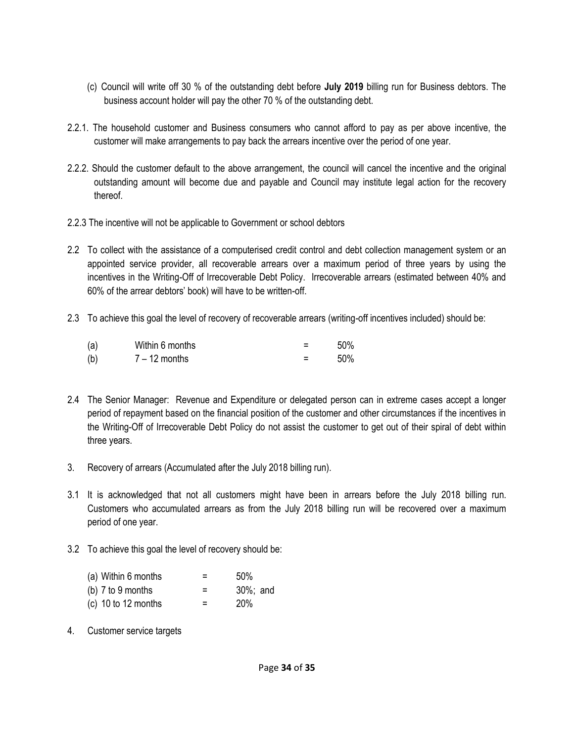(c) Council will write off 30 % of the outstanding debt before **July 2019** billing run for Business debtors. The business account holder will pay the other 70 % of the outstanding debt.

2.2.1. The household customer and Business consumers who cannot afford to pay as per above incentive, the customer will make arrangements to pay back the arrears incentive over the period of one year.

2.2.2. Should the customer default to the above arrangement, the council will cancel the incentive and the original outstanding amount will become due and payable and Council may institute legal action for the recovery thereof.

2.2.3 The incentive will not be applicable to Government or school debtors

2.2 To collect with the assistance of a computerised credit control and debt collection management system or an appointed service provider, all recoverable arrears over a maximum period of three years by using the incentives in the Writing-Off of Irrecoverable Debt Policy. Irrecoverable arrears (estimated between 40% and 60% of the arrear debtors' book) will have to be written-off.

2.3 To achieve this goal the level of recovery of recoverable arrears (writing-off incentives included) should be:

| | | | |
|---|---|---|---|
| (a) | Within 6 months | = | 50% |
| (b) | 7 – 12 months | = | 50% |

2.4 The Senior Manager: Revenue and Expenditure or delegated person can in extreme cases accept a longer period of repayment based on the financial position of the customer and other circumstances if the incentives in the Writing-Off of Irrecoverable Debt Policy do not assist the customer to get out of their spiral of debt within three years.

3. Recovery of arrears (Accumulated after the July 2018 billing run).

3.1 It is acknowledged that not all customers might have been in arrears before the July 2018 billing run. Customers who accumulated arrears as from the July 2018 billing run will be recovered over a maximum period of one year.

3.2 To achieve this goal the level of recovery should be:

| | | |
|---|---|---|
| (a) Within 6 months | = | 50% |
| (b) 7 to 9 months | = | 30%; and |
| (c) 10 to 12 months | = | 20% |

4. Customer service targets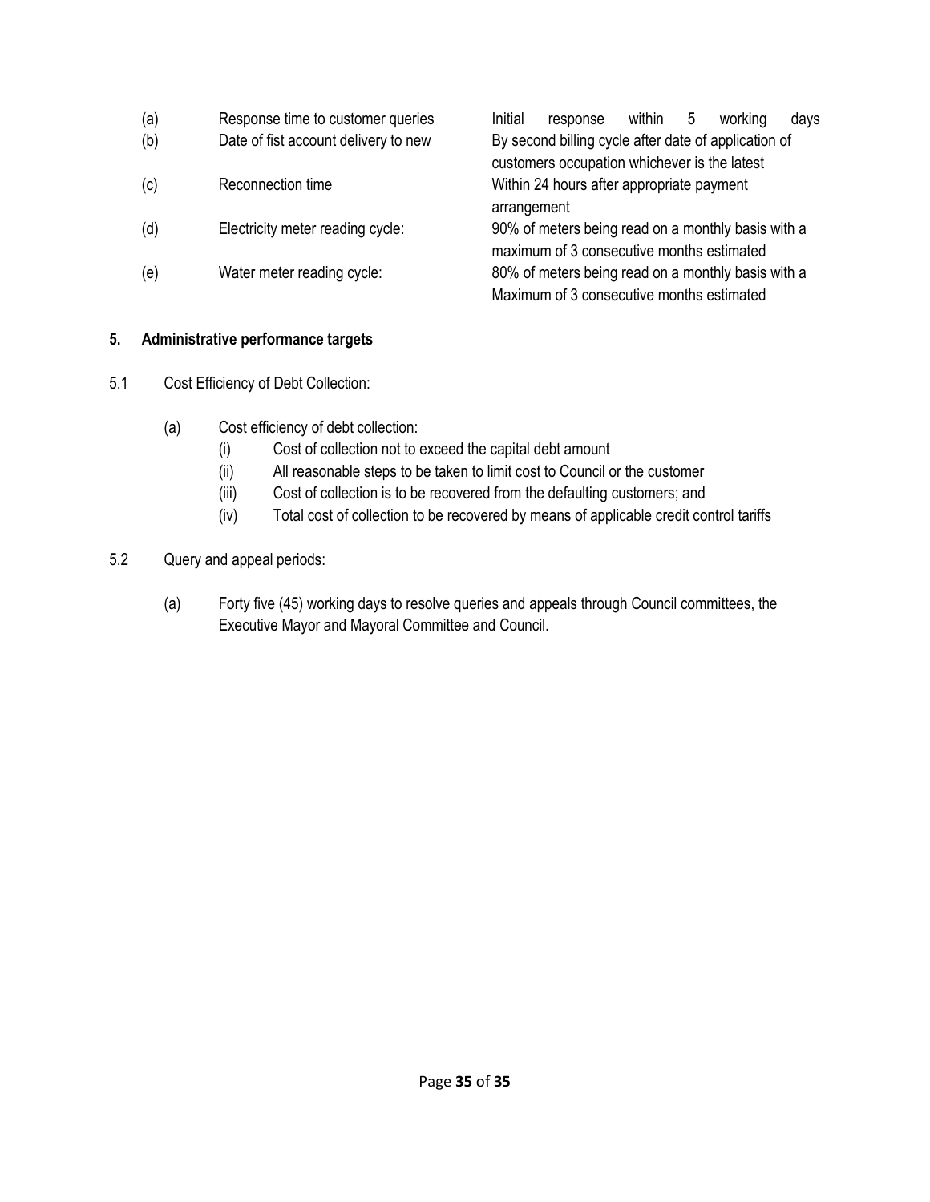| | | |
|---|---|---|
| (a) | Response time to customer queries | Initial response within 5 working days |
| (b) | Date of fist account delivery to new | By second billing cycle after date of application of customers occupation whichever is the latest |
| (c) | Reconnection time | Within 24 hours after appropriate payment arrangement |
| (d) | Electricity meter reading cycle: | 90% of meters being read on a monthly basis with a maximum of 3 consecutive months estimated |
| (e) | Water meter reading cycle: | 80% of meters being read on a monthly basis with a Maximum of 3 consecutive months estimated |

**5. Administrative performance targets**

5.1 Cost Efficiency of Debt Collection:

(a) Cost efficiency of debt collection:

(i) Cost of collection not to exceed the capital debt amount

(ii) All reasonable steps to be taken to limit cost to Council or the customer

(iii) Cost of collection is to be recovered from the defaulting customers; and

(iv) Total cost of collection to be recovered by means of applicable credit control tariffs

5.2 Query and appeal periods:

(a) Forty five (45) working days to resolve queries and appeals through Council committees, the Executive Mayor and Mayoral Committee and Council.